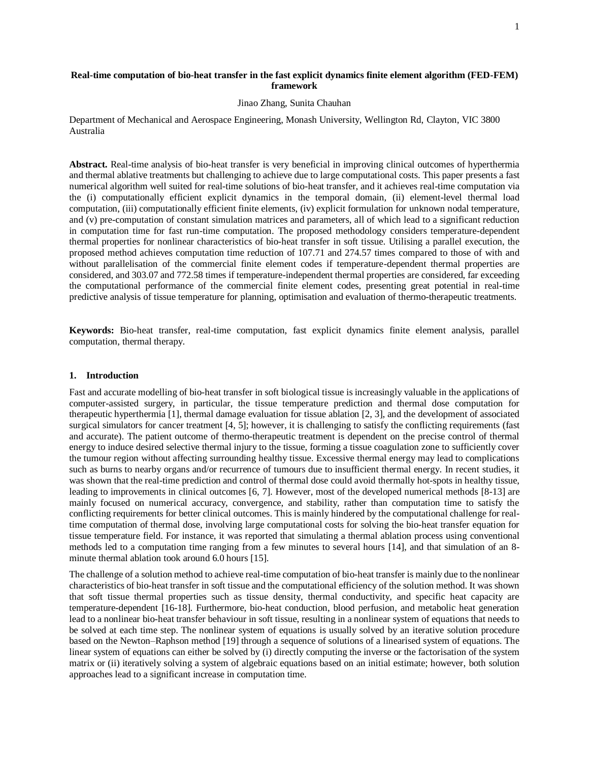# Real-time computation of bio-heat transfer in the fast explicit dynamics finite element algorithm (FED-FEM) framework

Jinao Zhang, Sunita Chauhan

Department of Mechanical and Aerospace Engineering, Monash University, Wellington Rd, Clayton, VIC 3800 Australia

**Abstract.** Real-time analysis of bio-heat transfer is very beneficial in improving clinical outcomes of hyperthermia and thermal ablative treatments but challenging to achieve due to large computational costs. This paper presents a fast numerical algorithm well suited for real-time solutions of bio-heat transfer, and it achieves real-time computation via the (i) computationally efficient explicit dynamics in the temporal domain, (ii) element-level thermal load computation, (iii) computationally efficient finite elements, (iv) explicit formulation for unknown nodal temperature, and (v) pre-computation of constant simulation matrices and parameters, all of which lead to a significant reduction in computation time for fast run-time computation. The proposed methodology considers temperature-dependent thermal properties for nonlinear characteristics of bio-heat transfer in soft tissue. Utilising a parallel execution, the proposed method achieves computation time reduction of 107.71 and 274.57 times compared to those of with and without parallelisation of the commercial finite element codes if temperature-dependent thermal properties are considered, and 303.07 and 772.58 times if temperature-independent thermal properties are considered, far exceeding the computational performance of the commercial finite element codes, presenting great potential in real-time predictive analysis of tissue temperature for planning, optimisation and evaluation of thermo-therapeutic treatments.

**Keywords:** Bio-heat transfer, real-time computation, fast explicit dynamics finite element analysis, parallel computation, thermal therapy.

## 1. Introduction

Fast and accurate modelling of bio-heat transfer in soft biological tissue is increasingly valuable in the applications of computer-assisted surgery, in particular, the tissue temperature prediction and thermal dose computation for therapeutic hyperthermia [1], thermal damage evaluation for tissue ablation [2, 3], and the development of associated surgical simulators for cancer treatment [4, 5]; however, it is challenging to satisfy the conflicting requirements (fast and accurate). The patient outcome of thermo-therapeutic treatment is dependent on the precise control of thermal energy to induce desired selective thermal injury to the tissue, forming a tissue coagulation zone to sufficiently cover the tumour region without affecting surrounding healthy tissue. Excessive thermal energy may lead to complications such as burns to nearby organs and/or recurrence of tumours due to insufficient thermal energy. In recent studies, it was shown that the real-time prediction and control of thermal dose could avoid thermally hot-spots in healthy tissue, leading to improvements in clinical outcomes [6, 7]. However, most of the developed numerical methods [8-13] are mainly focused on numerical accuracy, convergence, and stability, rather than computation time to satisfy the conflicting requirements for better clinical outcomes. This is mainly hindered by the computational challenge for real-time computation of thermal dose, involving large computational costs for solving the bio-heat transfer equation for tissue temperature field. For instance, it was reported that simulating a thermal ablation process using conventional methods led to a computation time ranging from a few minutes to several hours [14], and that simulation of an 8-minute thermal ablation took around 6.0 hours [15].

The challenge of a solution method to achieve real-time computation of bio-heat transfer is mainly due to the nonlinear characteristics of bio-heat transfer in soft tissue and the computational efficiency of the solution method. It was shown that soft tissue thermal properties such as tissue density, thermal conductivity, and specific heat capacity are temperature-dependent [16-18]. Furthermore, bio-heat conduction, blood perfusion, and metabolic heat generation lead to a nonlinear bio-heat transfer behaviour in soft tissue, resulting in a nonlinear system of equations that needs to be solved at each time step. The nonlinear system of equations is usually solved by an iterative solution procedure based on the Newton–Raphson method [19] through a sequence of solutions of a linearised system of equations. The linear system of equations can either be solved by (i) directly computing the inverse or the factorisation of the system matrix or (ii) iteratively solving a system of algebraic equations based on an initial estimate; however, both solution approaches lead to a significant increase in computation time.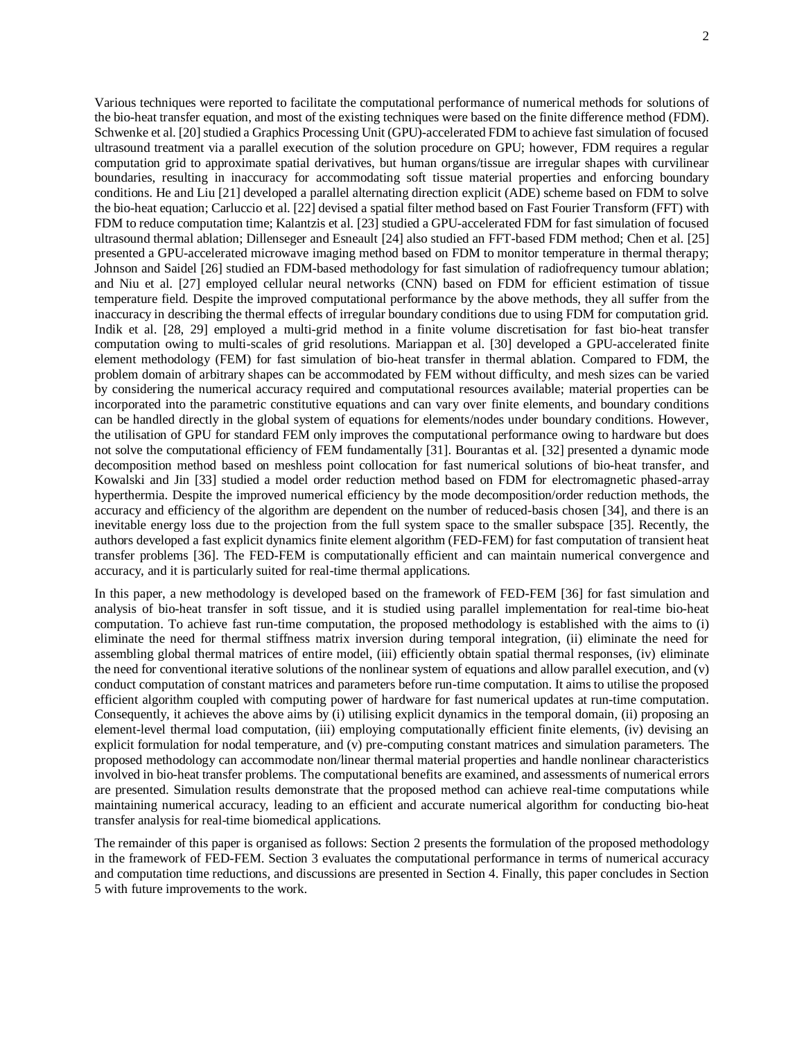Various techniques were reported to facilitate the computational performance of numerical methods for solutions of the bio-heat transfer equation, and most of the existing techniques were based on the finite difference method (FDM). Schwenke et al. [20] studied a Graphics Processing Unit (GPU)-accelerated FDM to achieve fast simulation of focused ultrasound treatment via a parallel execution of the solution procedure on GPU; however, FDM requires a regular computation grid to approximate spatial derivatives, but human organs/tissue are irregular shapes with curvilinear boundaries, resulting in inaccuracy for accommodating soft tissue material properties and enforcing boundary conditions. He and Liu [21] developed a parallel alternating direction explicit (ADE) scheme based on FDM to solve the bio-heat equation; Carluccio et al. [22] devised a spatial filter method based on Fast Fourier Transform (FFT) with FDM to reduce computation time; Kalantzis et al. [23] studied a GPU-accelerated FDM for fast simulation of focused ultrasound thermal ablation; Dillenseger and Esneault [24] also studied an FFT-based FDM method; Chen et al. [25] presented a GPU-accelerated microwave imaging method based on FDM to monitor temperature in thermal therapy; Johnson and Saidel [26] studied an FDM-based methodology for fast simulation of radiofrequency tumour ablation; and Niu et al. [27] employed cellular neural networks (CNN) based on FDM for efficient estimation of tissue temperature field. Despite the improved computational performance by the above methods, they all suffer from the inaccuracy in describing the thermal effects of irregular boundary conditions due to using FDM for computation grid. Indik et al. [28, 29] employed a multi-grid method in a finite volume discretisation for fast bio-heat transfer computation owing to multi-scales of grid resolutions. Mariappan et al. [30] developed a GPU-accelerated finite element methodology (FEM) for fast simulation of bio-heat transfer in thermal ablation. Compared to FDM, the problem domain of arbitrary shapes can be accommodated by FEM without difficulty, and mesh sizes can be varied by considering the numerical accuracy required and computational resources available; material properties can be incorporated into the parametric constitutive equations and can vary over finite elements, and boundary conditions can be handled directly in the global system of equations for elements/nodes under boundary conditions. However, the utilisation of GPU for standard FEM only improves the computational performance owing to hardware but does not solve the computational efficiency of FEM fundamentally [31]. Bourantas et al. [32] presented a dynamic mode decomposition method based on meshless point collocation for fast numerical solutions of bio-heat transfer, and Kowalski and Jin [33] studied a model order reduction method based on FDM for electromagnetic phased-array hyperthermia. Despite the improved numerical efficiency by the mode decomposition/order reduction methods, the accuracy and efficiency of the algorithm are dependent on the number of reduced-basis chosen [34], and there is an inevitable energy loss due to the projection from the full system space to the smaller subspace [35]. Recently, the authors developed a fast explicit dynamics finite element algorithm (FED-FEM) for fast computation of transient heat transfer problems [36]. The FED-FEM is computationally efficient and can maintain numerical convergence and accuracy, and it is particularly suited for real-time thermal applications.

In this paper, a new methodology is developed based on the framework of FED-FEM [36] for fast simulation and analysis of bio-heat transfer in soft tissue, and it is studied using parallel implementation for real-time bio-heat computation. To achieve fast run-time computation, the proposed methodology is established with the aims to (i) eliminate the need for thermal stiffness matrix inversion during temporal integration, (ii) eliminate the need for assembling global thermal matrices of entire model, (iii) efficiently obtain spatial thermal responses, (iv) eliminate the need for conventional iterative solutions of the nonlinear system of equations and allow parallel execution, and (v) conduct computation of constant matrices and parameters before run-time computation. It aims to utilise the proposed efficient algorithm coupled with computing power of hardware for fast numerical updates at run-time computation. Consequently, it achieves the above aims by (i) utilising explicit dynamics in the temporal domain, (ii) proposing an element-level thermal load computation, (iii) employing computationally efficient finite elements, (iv) devising an explicit formulation for nodal temperature, and (v) pre-computing constant matrices and simulation parameters. The proposed methodology can accommodate non/linear thermal material properties and handle nonlinear characteristics involved in bio-heat transfer problems. The computational benefits are examined, and assessments of numerical errors are presented. Simulation results demonstrate that the proposed method can achieve real-time computations while maintaining numerical accuracy, leading to an efficient and accurate numerical algorithm for conducting bio-heat transfer analysis for real-time biomedical applications.

The remainder of this paper is organised as follows: Section 2 presents the formulation of the proposed methodology in the framework of FED-FEM. Section 3 evaluates the computational performance in terms of numerical accuracy and computation time reductions, and discussions are presented in Section 4. Finally, this paper concludes in Section 5 with future improvements to the work.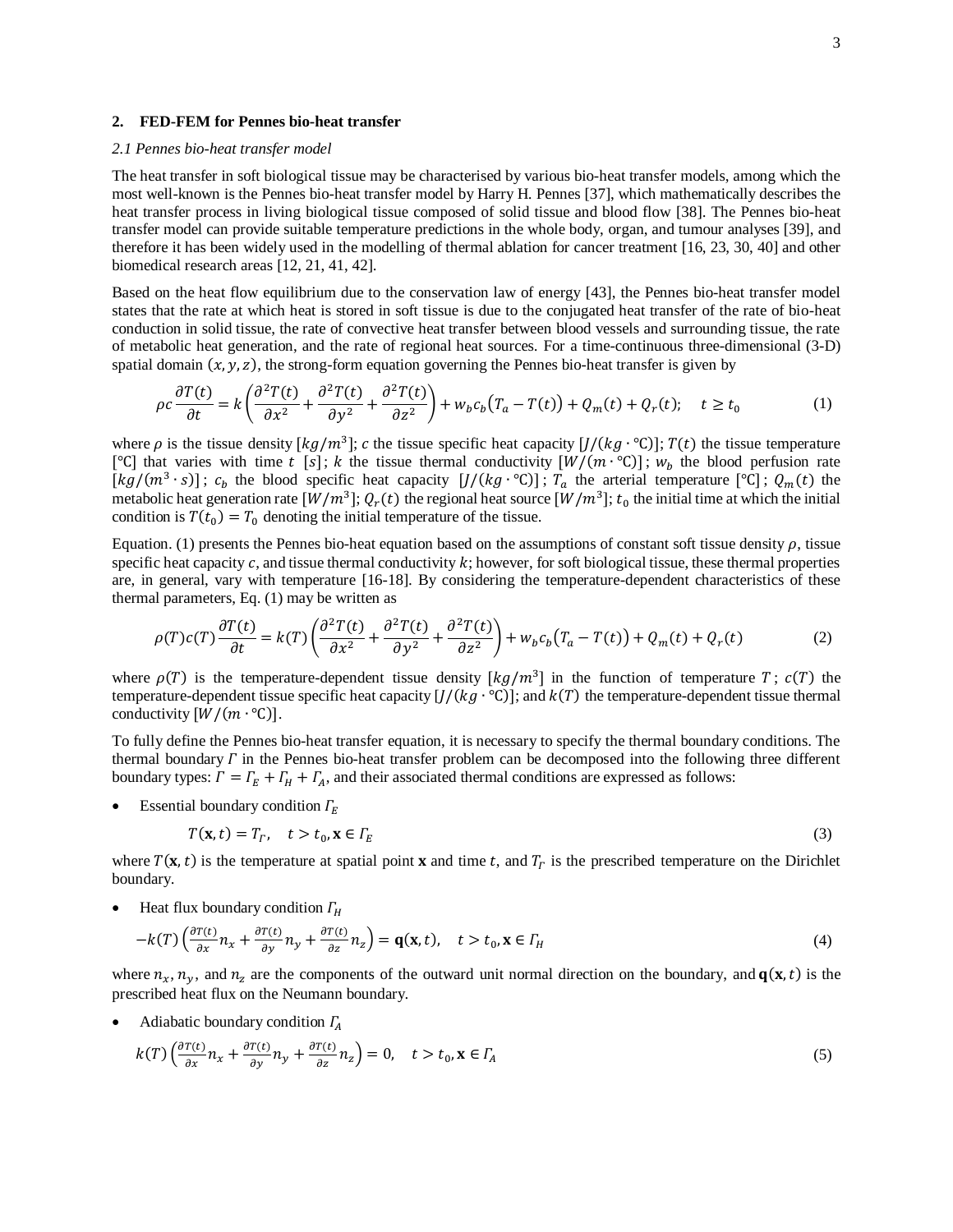## 2. FED-FEM for Pennes bio-heat transfer

### *2.1 Pennes bio-heat transfer model*

The heat transfer in soft biological tissue may be characterised by various bio-heat transfer models, among which the most well-known is the Pennes bio-heat transfer model by Harry H. Pennes [37], which mathematically describes the heat transfer process in living biological tissue composed of solid tissue and blood flow [38]. The Pennes bio-heat transfer model can provide suitable temperature predictions in the whole body, organ, and tumour analyses [39], and therefore it has been widely used in the modelling of thermal ablation for cancer treatment [16, 23, 30, 40] and other biomedical research areas [12, 21, 41, 42].

Based on the heat flow equilibrium due to the conservation law of energy [43], the Pennes bio-heat transfer model states that the rate at which heat is stored in soft tissue is due to the conjugated heat transfer of the rate of bio-heat conduction in solid tissue, the rate of convective heat transfer between blood vessels and surrounding tissue, the rate of metabolic heat generation, and the rate of regional heat sources. For a time-continuous three-dimensional (3-D) spatial domain $(x, y, z)$, the strong-form equation governing the Pennes bio-heat transfer is given by

$$\rho c \frac{\partial T(t)}{\partial t} = k\left(\frac{\partial^2 T(t)}{\partial x^2} + \frac{\partial^2 T(t)}{\partial y^2} + \frac{\partial^2 T(t)}{\partial z^2}\right) + w_b c_b\big(T_a - T(t)\big) + Q_m(t) + Q_r(t); \quad t \geq t_0 \tag{1}$$

where $\rho$ is the tissue density $[kg/m^3]$; $c$ the tissue specific heat capacity $[J/(kg \cdot ℃)]$; $T(t)$ the tissue temperature $[℃]$ that varies with time $t$ $[s]$; $k$ the tissue thermal conductivity $[W/(m \cdot ℃)]$; $w_b$ the blood perfusion rate $[kg/(m^3 \cdot s)]$; $c_b$ the blood specific heat capacity $[J/(kg \cdot ℃)]$; $T_a$ the arterial temperature $[℃]$; $Q_m(t)$ the metabolic heat generation rate $[W/m^3]$; $Q_r(t)$ the regional heat source $[W/m^3]$; $t_0$ the initial time at which the initial condition is $T(t_0) = T_0$ denoting the initial temperature of the tissue.

Equation. (1) presents the Pennes bio-heat equation based on the assumptions of constant soft tissue density $\rho$, tissue specific heat capacity $c$, and tissue thermal conductivity $k$; however, for soft biological tissue, these thermal properties are, in general, vary with temperature [16-18]. By considering the temperature-dependent characteristics of these thermal parameters, Eq. (1) may be written as

$$\rho(T)c(T)\frac{\partial T(t)}{\partial t} = k(T)\left(\frac{\partial^2 T(t)}{\partial x^2} + \frac{\partial^2 T(t)}{\partial y^2} + \frac{\partial^2 T(t)}{\partial z^2}\right) + w_b c_b\big(T_a - T(t)\big) + Q_m(t) + Q_r(t) \tag{2}$$

where $\rho(T)$ is the temperature-dependent tissue density $[kg/m^3]$ in the function of temperature $T$; $c(T)$ the temperature-dependent tissue specific heat capacity $[J/(kg \cdot ℃)]$; and $k(T)$ the temperature-dependent tissue thermal conductivity $[W/(m \cdot ℃)]$.

To fully define the Pennes bio-heat transfer equation, it is necessary to specify the thermal boundary conditions. The thermal boundary $\Gamma$ in the Pennes bio-heat transfer problem can be decomposed into the following three different boundary types: $\Gamma = \Gamma_E + \Gamma_H + \Gamma_A$, and their associated thermal conditions are expressed as follows:

- Essential boundary condition $\Gamma_E$

$$T(\mathbf{x}, t) = T_\Gamma, \quad t > t_0, \mathbf{x} \in \Gamma_E \tag{3}$$

where $T(\mathbf{x}, t)$ is the temperature at spatial point $\mathbf{x}$ and time $t$, and $T_\Gamma$ is the prescribed temperature on the Dirichlet boundary.

- Heat flux boundary condition $\Gamma_H$

$$-k(T)\left(\frac{\partial T(t)}{\partial x}n_x + \frac{\partial T(t)}{\partial y}n_y + \frac{\partial T(t)}{\partial z}n_z\right) = \mathbf{q}(\mathbf{x}, t), \quad t > t_0, \mathbf{x} \in \Gamma_H \tag{4}$$

where $n_x$, $n_y$, and $n_z$ are the components of the outward unit normal direction on the boundary, and $\mathbf{q}(\mathbf{x}, t)$ is the prescribed heat flux on the Neumann boundary.

- Adiabatic boundary condition $\Gamma_A$

$$k(T)\left(\frac{\partial T(t)}{\partial x}n_x + \frac{\partial T(t)}{\partial y}n_y + \frac{\partial T(t)}{\partial z}n_z\right) = 0, \quad t > t_0, \mathbf{x} \in \Gamma_A \tag{5}$$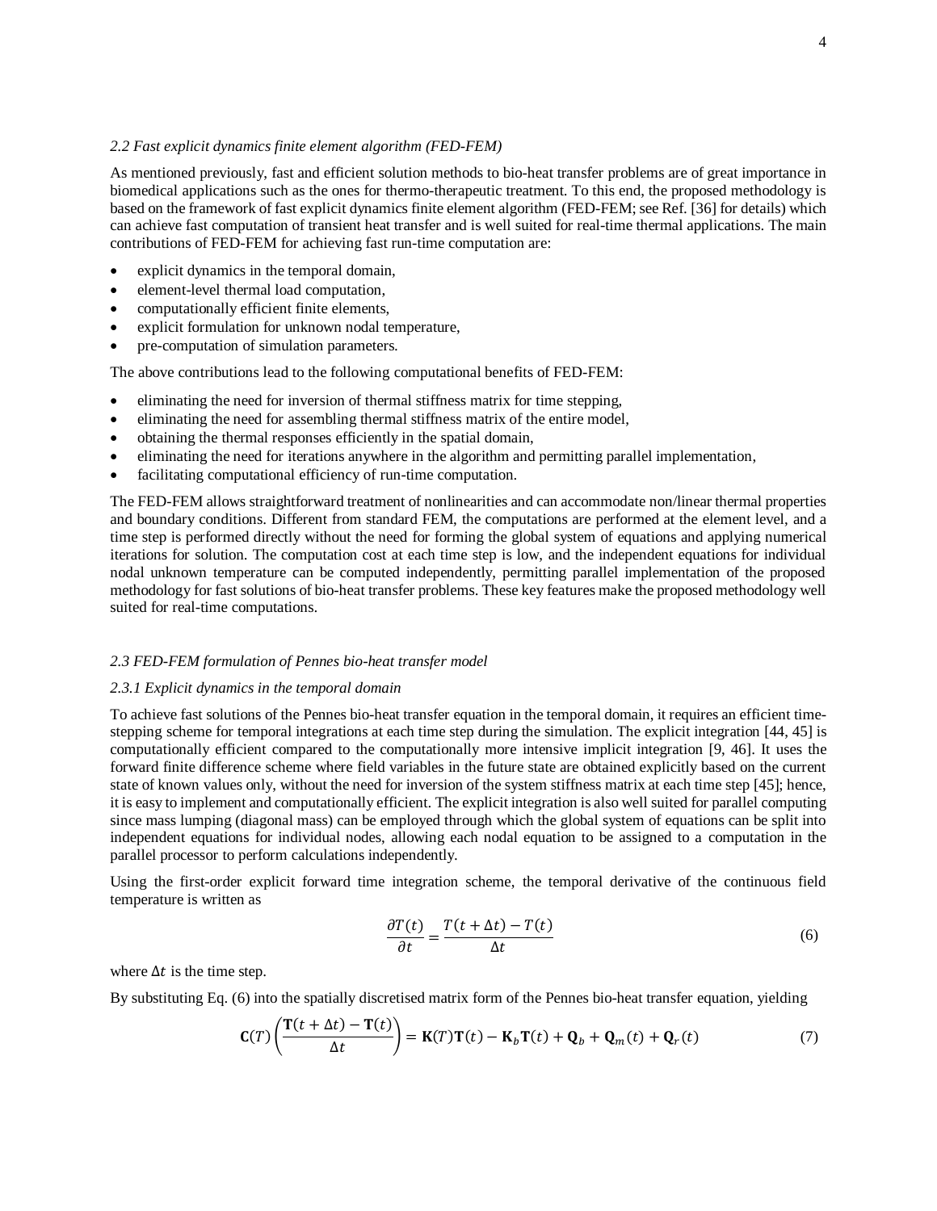### *2.2 Fast explicit dynamics finite element algorithm (FED-FEM)*

As mentioned previously, fast and efficient solution methods to bio-heat transfer problems are of great importance in biomedical applications such as the ones for thermo-therapeutic treatment. To this end, the proposed methodology is based on the framework of fast explicit dynamics finite element algorithm (FED-FEM; see Ref. [36] for details) which can achieve fast computation of transient heat transfer and is well suited for real-time thermal applications. The main contributions of FED-FEM for achieving fast run-time computation are:

- explicit dynamics in the temporal domain,
- element-level thermal load computation,
- computationally efficient finite elements,
- explicit formulation for unknown nodal temperature,
- pre-computation of simulation parameters.

The above contributions lead to the following computational benefits of FED-FEM:

- eliminating the need for inversion of thermal stiffness matrix for time stepping,
- eliminating the need for assembling thermal stiffness matrix of the entire model,
- obtaining the thermal responses efficiently in the spatial domain,
- eliminating the need for iterations anywhere in the algorithm and permitting parallel implementation,
- facilitating computational efficiency of run-time computation.

The FED-FEM allows straightforward treatment of nonlinearities and can accommodate non/linear thermal properties and boundary conditions. Different from standard FEM, the computations are performed at the element level, and a time step is performed directly without the need for forming the global system of equations and applying numerical iterations for solution. The computation cost at each time step is low, and the independent equations for individual nodal unknown temperature can be computed independently, permitting parallel implementation of the proposed methodology for fast solutions of bio-heat transfer problems. These key features make the proposed methodology well suited for real-time computations.

### *2.3 FED-FEM formulation of Pennes bio-heat transfer model*

#### *2.3.1 Explicit dynamics in the temporal domain*

To achieve fast solutions of the Pennes bio-heat transfer equation in the temporal domain, it requires an efficient time-stepping scheme for temporal integrations at each time step during the simulation. The explicit integration [44, 45] is computationally efficient compared to the computationally more intensive implicit integration [9, 46]. It uses the forward finite difference scheme where field variables in the future state are obtained explicitly based on the current state of known values only, without the need for inversion of the system stiffness matrix at each time step [45]; hence, it is easy to implement and computationally efficient. The explicit integration is also well suited for parallel computing since mass lumping (diagonal mass) can be employed through which the global system of equations can be split into independent equations for individual nodes, allowing each nodal equation to be assigned to a computation in the parallel processor to perform calculations independently.

Using the first-order explicit forward time integration scheme, the temporal derivative of the continuous field temperature is written as

$$\frac{\partial T(t)}{\partial t} = \frac{T(t + \Delta t) - T(t)}{\Delta t} \tag{6}$$

where $\Delta t$ is the time step.

By substituting Eq. (6) into the spatially discretised matrix form of the Pennes bio-heat transfer equation, yielding

$$\mathbf{C}(T)\left(\frac{\mathbf{T}(t + \Delta t) - \mathbf{T}(t)}{\Delta t}\right) = \mathbf{K}(T)\mathbf{T}(t) - \mathbf{K}_b\mathbf{T}(t) + \mathbf{Q}_b + \mathbf{Q}_m(t) + \mathbf{Q}_r(t) \tag{7}$$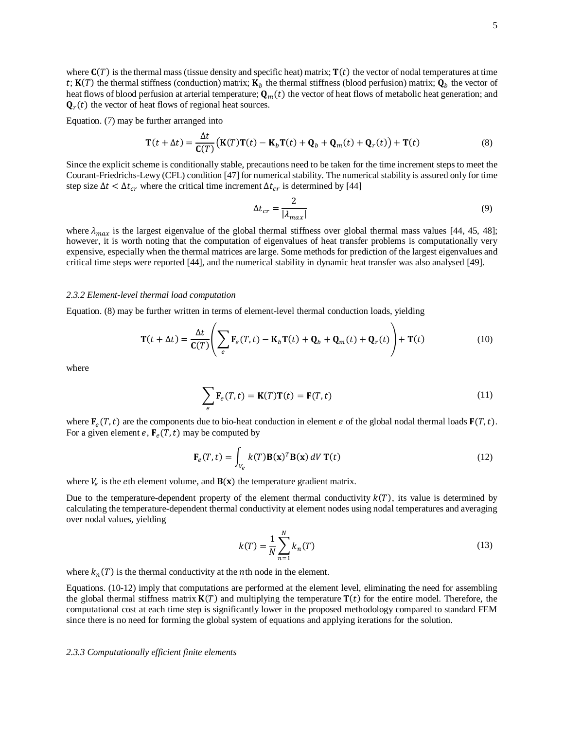where $\mathbf{C}(T)$ is the thermal mass (tissue density and specific heat) matrix; $\mathbf{T}(t)$ the vector of nodal temperatures at time $t$; $\mathbf{K}(T)$ the thermal stiffness (conduction) matrix; $\mathbf{K}_b$ the thermal stiffness (blood perfusion) matrix; $\mathbf{Q}_b$ the vector of heat flows of blood perfusion at arterial temperature; $\mathbf{Q}_m(t)$ the vector of heat flows of metabolic heat generation; and $\mathbf{Q}_r(t)$ the vector of heat flows of regional heat sources.

Equation. (7) may be further arranged into

$$\mathbf{T}(t+\Delta t) = \frac{\Delta t}{\mathbf{C}(T)}\left(\mathbf{K}(T)\mathbf{T}(t) - \mathbf{K}_b\mathbf{T}(t) + \mathbf{Q}_b + \mathbf{Q}_m(t) + \mathbf{Q}_r(t)\right) + \mathbf{T}(t) \tag{8}$$

Since the explicit scheme is conditionally stable, precautions need to be taken for the time increment steps to meet the Courant-Friedrichs-Lewy (CFL) condition [47] for numerical stability. The numerical stability is assured only for time step size $\Delta t < \Delta t_{cr}$ where the critical time increment $\Delta t_{cr}$ is determined by [44]

$$\Delta t_{cr} = \frac{2}{|\lambda_{max}|} \tag{9}$$

where $\lambda_{max}$ is the largest eigenvalue of the global thermal stiffness over global thermal mass values [44, 45, 48]; however, it is worth noting that the computation of eigenvalues of heat transfer problems is computationally very expensive, especially when the thermal matrices are large. Some methods for prediction of the largest eigenvalues and critical time steps were reported [44], and the numerical stability in dynamic heat transfer was also analysed [49].

### *2.3.2 Element-level thermal load computation*

Equation. (8) may be further written in terms of element-level thermal conduction loads, yielding

$$\mathbf{T}(t+\Delta t) = \frac{\Delta t}{\mathbf{C}(T)}\left(\sum_e \mathbf{F}_e(T,t) - \mathbf{K}_b\mathbf{T}(t) + \mathbf{Q}_b + \mathbf{Q}_m(t) + \mathbf{Q}_r(t)\right) + \mathbf{T}(t) \tag{10}$$

where

$$\sum_e \mathbf{F}_e(T,t) = \mathbf{K}(T)\mathbf{T}(t) = \mathbf{F}(T,t) \tag{11}$$

where $\mathbf{F}_e(T,t)$ are the components due to bio-heat conduction in element $e$ of the global nodal thermal loads $\mathbf{F}(T,t)$. For a given element $e$, $\mathbf{F}_e(T,t)$ may be computed by

$$\mathbf{F}_e(T,t) = \int_{V_e} k(T)\mathbf{B}(\mathbf{x})^T\mathbf{B}(\mathbf{x})\, dV\, \mathbf{T}(t) \tag{12}$$

where $V_e$ is the $e$th element volume, and $\mathbf{B}(\mathbf{x})$ the temperature gradient matrix.

Due to the temperature-dependent property of the element thermal conductivity $k(T)$, its value is determined by calculating the temperature-dependent thermal conductivity at element nodes using nodal temperatures and averaging over nodal values, yielding

$$k(T) = \frac{1}{N}\sum_{n=1}^{N} k_n(T) \tag{13}$$

where $k_n(T)$ is the thermal conductivity at the $n$th node in the element.

Equations. (10-12) imply that computations are performed at the element level, eliminating the need for assembling the global thermal stiffness matrix $\mathbf{K}(T)$ and multiplying the temperature $\mathbf{T}(t)$ for the entire model. Therefore, the computational cost at each time step is significantly lower in the proposed methodology compared to standard FEM since there is no need for forming the global system of equations and applying iterations for the solution.

### *2.3.3 Computationally efficient finite elements*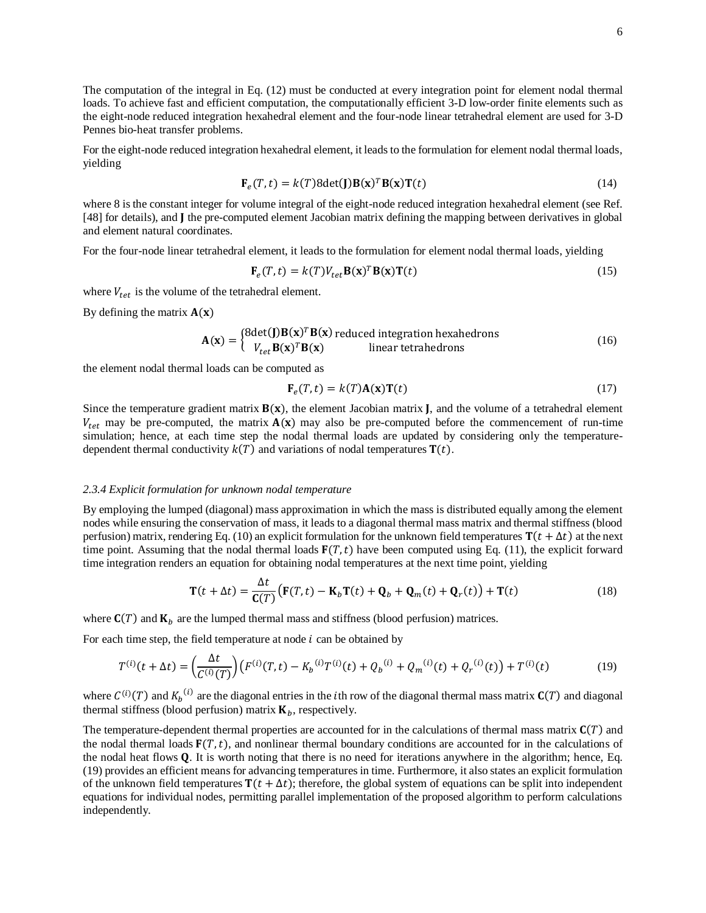The computation of the integral in Eq. (12) must be conducted at every integration point for element nodal thermal loads. To achieve fast and efficient computation, the computationally efficient 3-D low-order finite elements such as the eight-node reduced integration hexahedral element and the four-node linear tetrahedral element are used for 3-D Pennes bio-heat transfer problems.

For the eight-node reduced integration hexahedral element, it leads to the formulation for element nodal thermal loads, yielding

$$\mathbf{F}_e(T,t) = k(T)8\det(\mathbf{J})\mathbf{B}(\mathbf{x})^T\mathbf{B}(\mathbf{x})\mathbf{T}(t) \tag{14}$$

where 8 is the constant integer for volume integral of the eight-node reduced integration hexahedral element (see Ref. [48] for details), and $\mathbf{J}$ the pre-computed element Jacobian matrix defining the mapping between derivatives in global and element natural coordinates.

For the four-node linear tetrahedral element, it leads to the formulation for element nodal thermal loads, yielding

$$\mathbf{F}_e(T,t) = k(T)V_{tet}\mathbf{B}(\mathbf{x})^T\mathbf{B}(\mathbf{x})\mathbf{T}(t) \tag{15}$$

where $V_{tet}$ is the volume of the tetrahedral element.

By defining the matrix $\mathbf{A}(\mathbf{x})$

$$\mathbf{A}(\mathbf{x}) = \begin{cases} 8\det(\mathbf{J})\mathbf{B}(\mathbf{x})^T\mathbf{B}(\mathbf{x}) & \text{reduced integration hexahedrons} \\ V_{tet}\mathbf{B}(\mathbf{x})^T\mathbf{B}(\mathbf{x}) & \text{linear tetrahedrons} \end{cases} \tag{16}$$

the element nodal thermal loads can be computed as

$$\mathbf{F}_e(T,t) = k(T)\mathbf{A}(\mathbf{x})\mathbf{T}(t) \tag{17}$$

Since the temperature gradient matrix $\mathbf{B}(\mathbf{x})$, the element Jacobian matrix $\mathbf{J}$, and the volume of a tetrahedral element $V_{tet}$ may be pre-computed, the matrix $\mathbf{A}(\mathbf{x})$ may also be pre-computed before the commencement of run-time simulation; hence, at each time step the nodal thermal loads are updated by considering only the temperature-dependent thermal conductivity $k(T)$ and variations of nodal temperatures $\mathbf{T}(t)$.

#### *2.3.4 Explicit formulation for unknown nodal temperature*

By employing the lumped (diagonal) mass approximation in which the mass is distributed equally among the element nodes while ensuring the conservation of mass, it leads to a diagonal thermal mass matrix and thermal stiffness (blood perfusion) matrix, rendering Eq. (10) an explicit formulation for the unknown field temperatures $\mathbf{T}(t+\Delta t)$ at the next time point. Assuming that the nodal thermal loads $\mathbf{F}(T,t)$ have been computed using Eq. (11), the explicit forward time integration renders an equation for obtaining nodal temperatures at the next time point, yielding

$$\mathbf{T}(t+\Delta t) = \frac{\Delta t}{\mathbf{C}(T)}\left(\mathbf{F}(T,t) - \mathbf{K}_b\mathbf{T}(t) + \mathbf{Q}_b + \mathbf{Q}_m(t) + \mathbf{Q}_r(t)\right) + \mathbf{T}(t) \tag{18}$$

where $\mathbf{C}(T)$ and $\mathbf{K}_b$ are the lumped thermal mass and stiffness (blood perfusion) matrices.

For each time step, the field temperature at node $i$ can be obtained by

$$T^{(i)}(t+\Delta t) = \left(\frac{\Delta t}{C^{(i)}(T)}\right)\left(F^{(i)}(T,t) - {K_b}^{(i)}T^{(i)}(t) + {Q_b}^{(i)} + {Q_m}^{(i)}(t) + {Q_r}^{(i)}(t)\right) + T^{(i)}(t) \tag{19}$$

where $C^{(i)}(T)$ and ${K_b}^{(i)}$ are the diagonal entries in the $i$th row of the diagonal thermal mass matrix $\mathbf{C}(T)$ and diagonal thermal stiffness (blood perfusion) matrix $\mathbf{K}_b$, respectively.

The temperature-dependent thermal properties are accounted for in the calculations of thermal mass matrix $\mathbf{C}(T)$ and the nodal thermal loads $\mathbf{F}(T,t)$, and nonlinear thermal boundary conditions are accounted for in the calculations of the nodal heat flows $\mathbf{Q}$. It is worth noting that there is no need for iterations anywhere in the algorithm; hence, Eq. (19) provides an efficient means for advancing temperatures in time. Furthermore, it also states an explicit formulation of the unknown field temperatures $\mathbf{T}(t+\Delta t)$; therefore, the global system of equations can be split into independent equations for individual nodes, permitting parallel implementation of the proposed algorithm to perform calculations independently.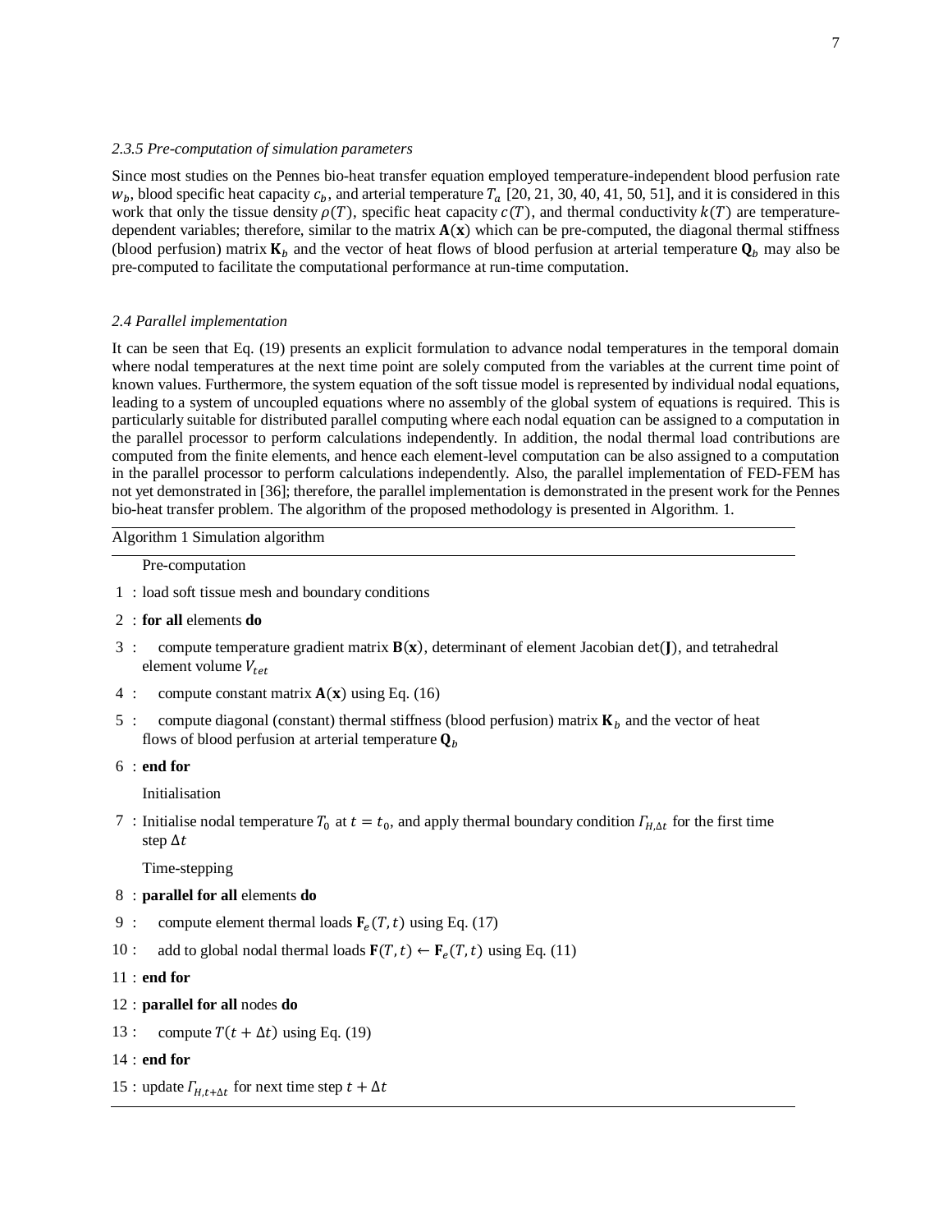### *2.3.5 Pre-computation of simulation parameters*

Since most studies on the Pennes bio-heat transfer equation employed temperature-independent blood perfusion rate $w_b$, blood specific heat capacity $c_b$, and arterial temperature $T_a$ [20, 21, 30, 40, 41, 50, 51], and it is considered in this work that only the tissue density $\rho(T)$, specific heat capacity $c(T)$, and thermal conductivity $k(T)$ are temperature-dependent variables; therefore, similar to the matrix $\mathbf{A}(\mathbf{x})$ which can be pre-computed, the diagonal thermal stiffness (blood perfusion) matrix $\mathbf{K}_b$ and the vector of heat flows of blood perfusion at arterial temperature $\mathbf{Q}_b$ may also be pre-computed to facilitate the computational performance at run-time computation.

### *2.4 Parallel implementation*

It can be seen that Eq. (19) presents an explicit formulation to advance nodal temperatures in the temporal domain where nodal temperatures at the next time point are solely computed from the variables at the current time point of known values. Furthermore, the system equation of the soft tissue model is represented by individual nodal equations, leading to a system of uncoupled equations where no assembly of the global system of equations is required. This is particularly suitable for distributed parallel computing where each nodal equation can be assigned to a computation in the parallel processor to perform calculations independently. In addition, the nodal thermal load contributions are computed from the finite elements, and hence each element-level computation can be also assigned to a computation in the parallel processor to perform calculations independently. Also, the parallel implementation of FED-FEM has not yet demonstrated in [36]; therefore, the parallel implementation is demonstrated in the present work for the Pennes bio-heat transfer problem. The algorithm of the proposed methodology is presented in Algorithm. 1.

---

Algorithm 1 Simulation algorithm

---

Pre-computation

1 : load soft tissue mesh and boundary conditions

2 : **for all** elements **do**

3 : compute temperature gradient matrix $\mathbf{B}(\mathbf{x})$, determinant of element Jacobian $\det(\mathbf{J})$, and tetrahedral element volume $V_{tet}$

4 : compute constant matrix $\mathbf{A}(\mathbf{x})$ using Eq. (16)

5 : compute diagonal (constant) thermal stiffness (blood perfusion) matrix $\mathbf{K}_b$ and the vector of heat flows of blood perfusion at arterial temperature $\mathbf{Q}_b$

6 : **end for**

Initialisation

7 : Initialise nodal temperature $T_0$ at $t = t_0$, and apply thermal boundary condition $\Gamma_{H,\Delta t}$ for the first time step $\Delta t$

Time-stepping

8 : **parallel for all** elements **do**

9 : compute element thermal loads $\mathbf{F}_e(T, t)$ using Eq. (17)

10 : add to global nodal thermal loads $\mathbf{F}(T, t) \leftarrow \mathbf{F}_e(T, t)$ using Eq. (11)

11 : **end for**

12 : **parallel for all** nodes **do**

13 : compute $T(t + \Delta t)$ using Eq. (19)

14 : **end for**

15 : update $\Gamma_{H,t+\Delta t}$ for next time step $t + \Delta t$

---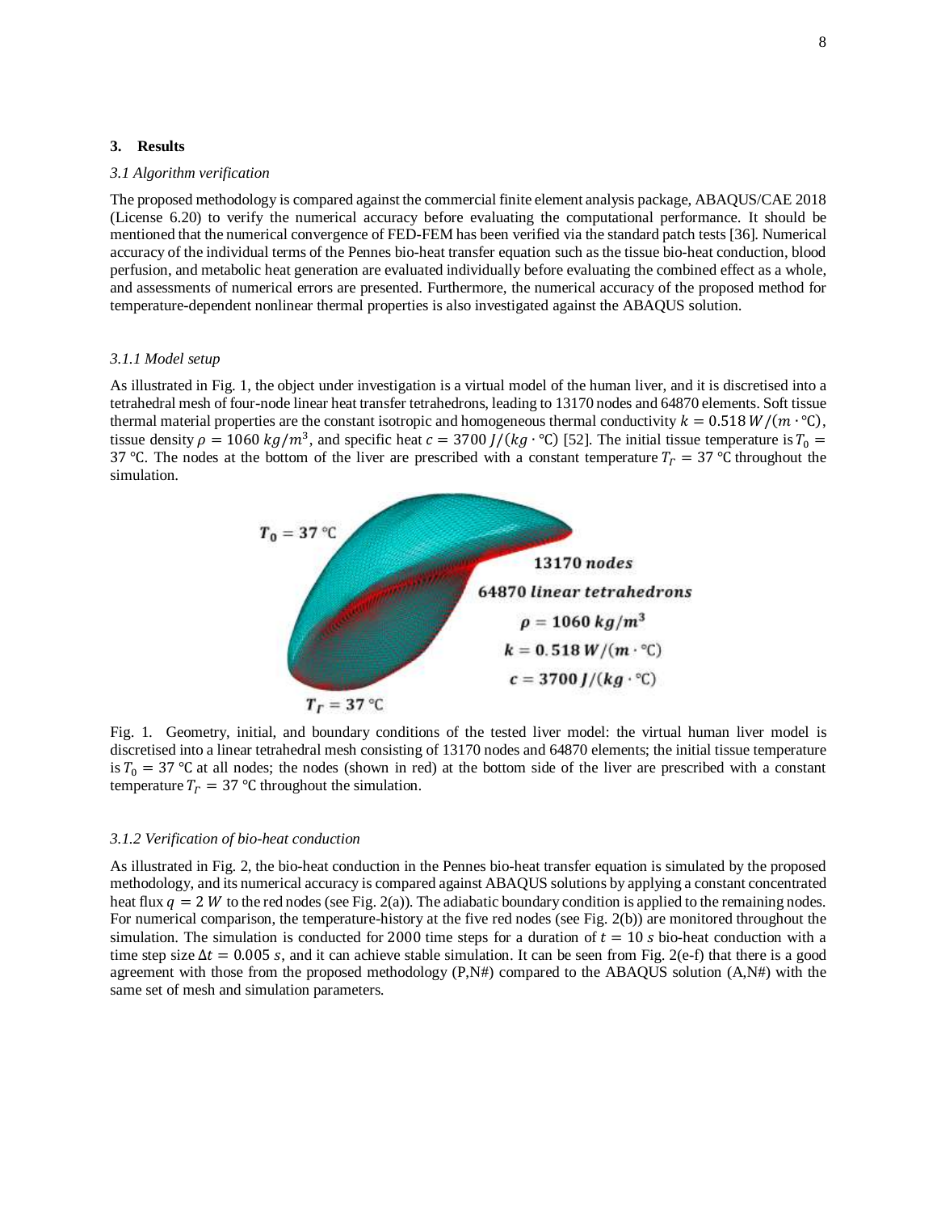## 3. Results

### *3.1 Algorithm verification*

The proposed methodology is compared against the commercial finite element analysis package, ABAQUS/CAE 2018 (License 6.20) to verify the numerical accuracy before evaluating the computational performance. It should be mentioned that the numerical convergence of FED-FEM has been verified via the standard patch tests [36]. Numerical accuracy of the individual terms of the Pennes bio-heat transfer equation such as the tissue bio-heat conduction, blood perfusion, and metabolic heat generation are evaluated individually before evaluating the combined effect as a whole, and assessments of numerical errors are presented. Furthermore, the numerical accuracy of the proposed method for temperature-dependent nonlinear thermal properties is also investigated against the ABAQUS solution.

#### *3.1.1 Model setup*

As illustrated in Fig. 1, the object under investigation is a virtual model of the human liver, and it is discretised into a tetrahedral mesh of four-node linear heat transfer tetrahedrons, leading to 13170 nodes and 64870 elements. Soft tissue thermal material properties are the constant isotropic and homogeneous thermal conductivity $k = 0.518\ W/(m \cdot ℃)$, tissue density $\rho = 1060\ kg/m^3$, and specific heat $c = 3700\ J/(kg \cdot ℃)$ [52]. The initial tissue temperature is $T_0 = 37\ ℃$. The nodes at the bottom of the liver are prescribed with a constant temperature $T_\Gamma = 37\ ℃$ throughout the simulation.

Fig. 1. Geometry, initial, and boundary conditions of the tested liver model: the virtual human liver model is discretised into a linear tetrahedral mesh consisting of 13170 nodes and 64870 elements; the initial tissue temperature is $T_0 = 37\ ℃$ at all nodes; the nodes (shown in red) at the bottom side of the liver are prescribed with a constant temperature $T_\Gamma = 37\ ℃$ throughout the simulation.

#### *3.1.2 Verification of bio-heat conduction*

As illustrated in Fig. 2, the bio-heat conduction in the Pennes bio-heat transfer equation is simulated by the proposed methodology, and its numerical accuracy is compared against ABAQUS solutions by applying a constant concentrated heat flux $q = 2\ W$ to the red nodes (see Fig. 2(a)). The adiabatic boundary condition is applied to the remaining nodes. For numerical comparison, the temperature-history at the five red nodes (see Fig. 2(b)) are monitored throughout the simulation. The simulation is conducted for 2000 time steps for a duration of $t = 10\ s$ bio-heat conduction with a time step size $\Delta t = 0.005\ s$, and it can achieve stable simulation. It can be seen from Fig. 2(e-f) that there is a good agreement with those from the proposed methodology (P,N#) compared to the ABAQUS solution (A,N#) with the same set of mesh and simulation parameters.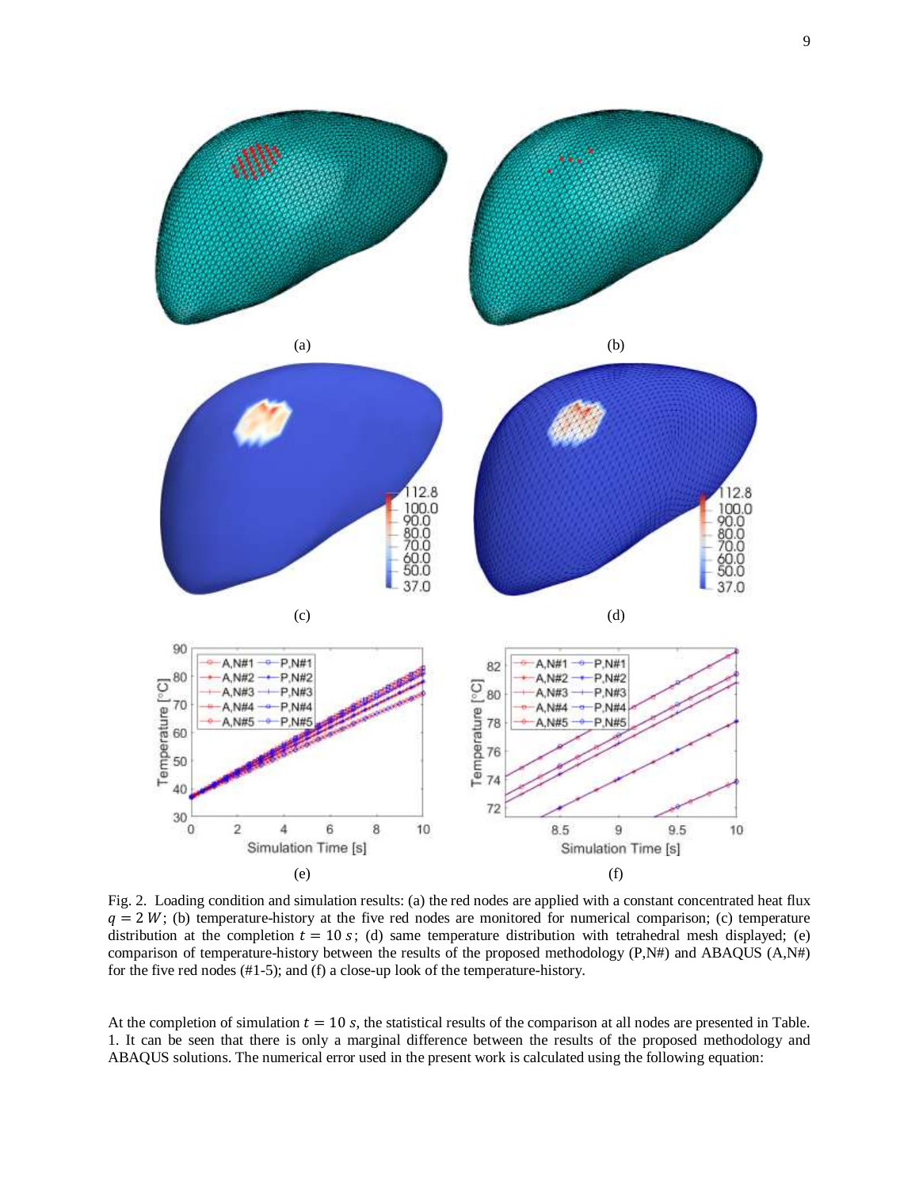Fig. 2. Loading condition and simulation results: (a) the red nodes are applied with a constant concentrated heat flux $q = 2\ W$; (b) temperature-history at the five red nodes are monitored for numerical comparison; (c) temperature distribution at the completion $t = 10\ s$; (d) same temperature distribution with tetrahedral mesh displayed; (e) comparison of temperature-history between the results of the proposed methodology (P,N#) and ABAQUS (A,N#) for the five red nodes (#1-5); and (f) a close-up look of the temperature-history.

At the completion of simulation $t = 10\ s$, the statistical results of the comparison at all nodes are presented in Table. 1. It can be seen that there is only a marginal difference between the results of the proposed methodology and ABAQUS solutions. The numerical error used in the present work is calculated using the following equation: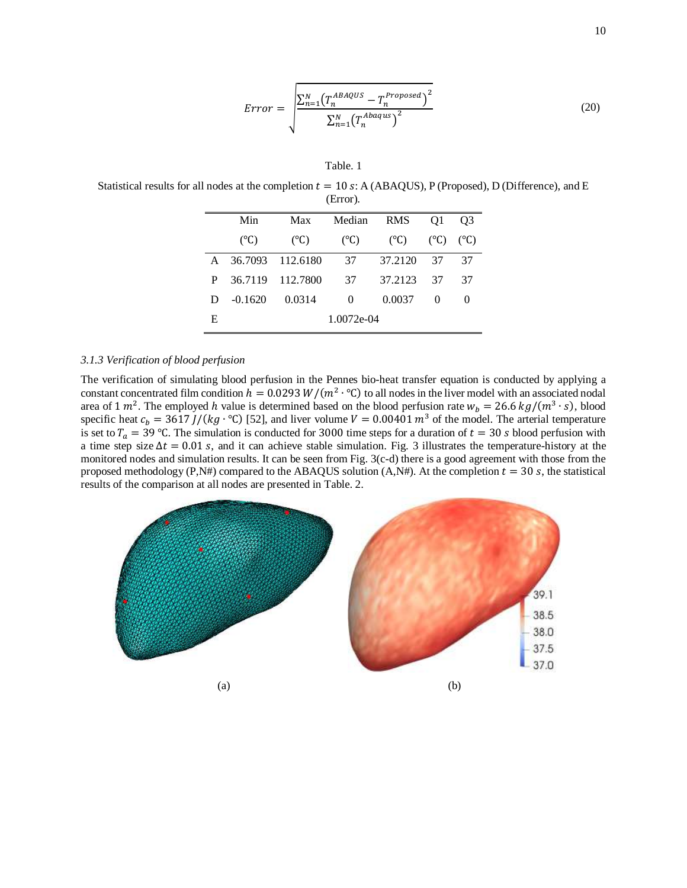$$Error = \sqrt{\frac{\sum_{n=1}^{N}\left(T_n^{ABAQUS} - T_n^{Proposed}\right)^2}{\sum_{n=1}^{N}\left(T_n^{Abaqus}\right)^2}} \tag{20}$$

Table. 1

Statistical results for all nodes at the completion $t = 10\ s$: A (ABAQUS), P (Proposed), D (Difference), and E (Error).

| | Min (°C) | Max (°C) | Median (°C) | RMS (°C) | Q1 (°C) | Q3 (°C) |
|---|---|---|---|---|---|---|
| A | 36.7093 | 112.6180 | 37 | 37.2120 | 37 | 37 |
| P | 36.7119 | 112.7800 | 37 | 37.2123 | 37 | 37 |
| D | -0.1620 | 0.0314 | 0 | 0.0037 | 0 | 0 |
| E | | | 1.0072e-04 | | | |

*3.1.3 Verification of blood perfusion*

The verification of simulating blood perfusion in the Pennes bio-heat transfer equation is conducted by applying a constant concentrated film condition $h = 0.0293\ W/(m^2 \cdot ℃)$ to all nodes in the liver model with an associated nodal area of 1 $m^2$. The employed $h$ value is determined based on the blood perfusion rate $w_b = 26.6\ kg/(m^3 \cdot s)$, blood specific heat $c_b = 3617\ J/(kg \cdot ℃)$ [52], and liver volume $V = 0.00401\ m^3$ of the model. The arterial temperature is set to $T_a = 39$ ℃. The simulation is conducted for 3000 time steps for a duration of $t = 30\ s$ blood perfusion with a time step size $\Delta t = 0.01\ s$, and it can achieve stable simulation. Fig. 3 illustrates the temperature-history at the monitored nodes and simulation results. It can be seen from Fig. 3(c-d) there is a good agreement with those from the proposed methodology (P,N#) compared to the ABAQUS solution (A,N#). At the completion $t = 30\ s$, the statistical results of the comparison at all nodes are presented in Table. 2.

(a) (b)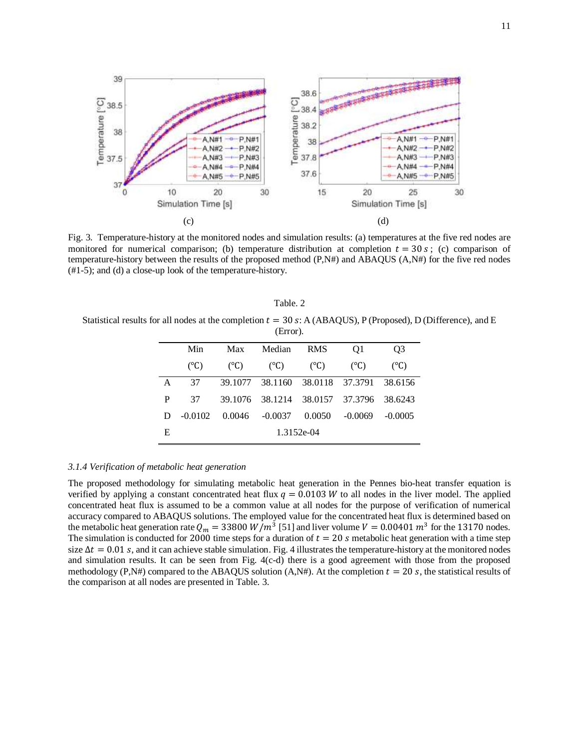Fig. 3. Temperature-history at the monitored nodes and simulation results: (a) temperatures at the five red nodes are monitored for numerical comparison; (b) temperature distribution at completion $t = 30\,s$; (c) comparison of temperature-history between the results of the proposed method (P,N#) and ABAQUS (A,N#) for the five red nodes (#1-5); and (d) a close-up look of the temperature-history.

Table. 2

Statistical results for all nodes at the completion $t = 30\,s$: A (ABAQUS), P (Proposed), D (Difference), and E (Error).

| | Min (℃) | Max (℃) | Median (℃) | RMS (℃) | Q1 (℃) | Q3 (℃) |
|---|---|---|---|---|---|---|
| A | 37 | 39.1077 | 38.1160 | 38.0118 | 37.3791 | 38.6156 |
| P | 37 | 39.1076 | 38.1214 | 38.0157 | 37.3796 | 38.6243 |
| D | -0.0102 | 0.0046 | -0.0037 | 0.0050 | -0.0069 | -0.0005 |
| E | 1.3152e-04 | | | | | |

*3.1.4 Verification of metabolic heat generation*

The proposed methodology for simulating metabolic heat generation in the Pennes bio-heat transfer equation is verified by applying a constant concentrated heat flux $q = 0.0103\,W$ to all nodes in the liver model. The applied concentrated heat flux is assumed to be a common value at all nodes for the purpose of verification of numerical accuracy compared to ABAQUS solutions. The employed value for the concentrated heat flux is determined based on the metabolic heat generation rate $Q_m = 33800\,W/m^3$ [51] and liver volume $V = 0.00401\,m^3$ for the 13170 nodes. The simulation is conducted for 2000 time steps for a duration of $t = 20\,s$ metabolic heat generation with a time step size $\Delta t = 0.01\,s$, and it can achieve stable simulation. Fig. 4 illustrates the temperature-history at the monitored nodes and simulation results. It can be seen from Fig. 4(c-d) there is a good agreement with those from the proposed methodology (P,N#) compared to the ABAQUS solution (A,N#). At the completion $t = 20\,s$, the statistical results of the comparison at all nodes are presented in Table. 3.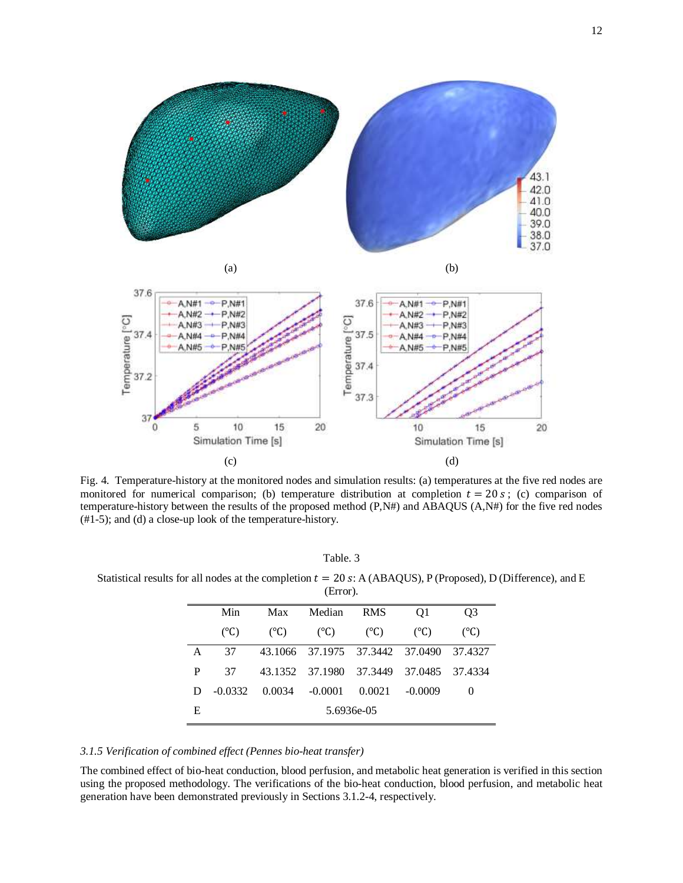Fig. 4. Temperature-history at the monitored nodes and simulation results: (a) temperatures at the five red nodes are monitored for numerical comparison; (b) temperature distribution at completion $t = 20\,s$; (c) comparison of temperature-history between the results of the proposed method (P,N#) and ABAQUS (A,N#) for the five red nodes (#1-5); and (d) a close-up look of the temperature-history.

Table. 3

Statistical results for all nodes at the completion $t = 20\,s$: A (ABAQUS), P (Proposed), D (Difference), and E (Error).

| | Min (°C) | Max (°C) | Median (°C) | RMS (°C) | Q1 (°C) | Q3 (°C) |
|---|---|---|---|---|---|---|
| A | 37 | 43.1066 | 37.1975 | 37.3442 | 37.0490 | 37.4327 |
| P | 37 | 43.1352 | 37.1980 | 37.3449 | 37.0485 | 37.4334 |
| D | -0.0332 | 0.0034 | -0.0001 | 0.0021 | -0.0009 | 0 |
| E | 5.6936e-05 | | | | | |

*3.1.5 Verification of combined effect (Pennes bio-heat transfer)*

The combined effect of bio-heat conduction, blood perfusion, and metabolic heat generation is verified in this section using the proposed methodology. The verifications of the bio-heat conduction, blood perfusion, and metabolic heat generation have been demonstrated previously in Sections 3.1.2-4, respectively.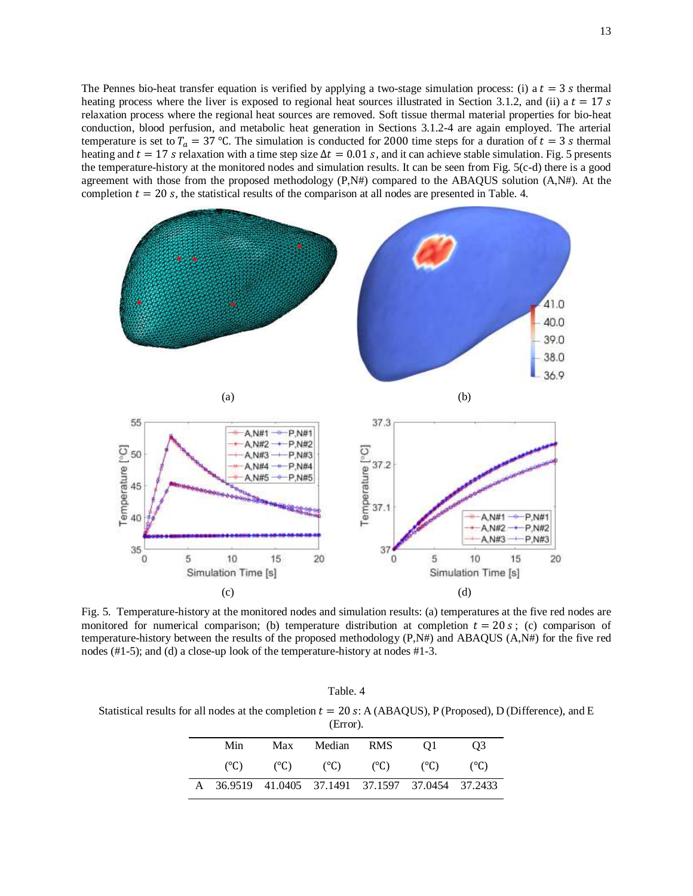The Pennes bio-heat transfer equation is verified by applying a two-stage simulation process: (i) a $t = 3\ s$ thermal heating process where the liver is exposed to regional heat sources illustrated in Section 3.1.2, and (ii) a $t = 17\ s$ relaxation process where the regional heat sources are removed. Soft tissue thermal material properties for bio-heat conduction, blood perfusion, and metabolic heat generation in Sections 3.1.2-4 are again employed. The arterial temperature is set to $T_a = 37$ ℃. The simulation is conducted for 2000 time steps for a duration of $t = 3\ s$ thermal heating and $t = 17\ s$ relaxation with a time step size $\Delta t = 0.01\ s$, and it can achieve stable simulation. Fig. 5 presents the temperature-history at the monitored nodes and simulation results. It can be seen from Fig. 5(c-d) there is a good agreement with those from the proposed methodology (P,N#) compared to the ABAQUS solution (A,N#). At the completion $t = 20\ s$, the statistical results of the comparison at all nodes are presented in Table. 4.

Fig. 5. Temperature-history at the monitored nodes and simulation results: (a) temperatures at the five red nodes are monitored for numerical comparison; (b) temperature distribution at completion $t = 20\ s$; (c) comparison of temperature-history between the results of the proposed methodology (P,N#) and ABAQUS (A,N#) for the five red nodes (#1-5); and (d) a close-up look of the temperature-history at nodes #1-3.

Table. 4

Statistical results for all nodes at the completion $t = 20\ s$: A (ABAQUS), P (Proposed), D (Difference), and E (Error).

| | Min (℃) | Max (℃) | Median (℃) | RMS (℃) | Q1 (℃) | Q3 (℃) |
|---|---|---|---|---|---|---|
| A | 36.9519 | 41.0405 | 37.1491 | 37.1597 | 37.0454 | 37.2433 |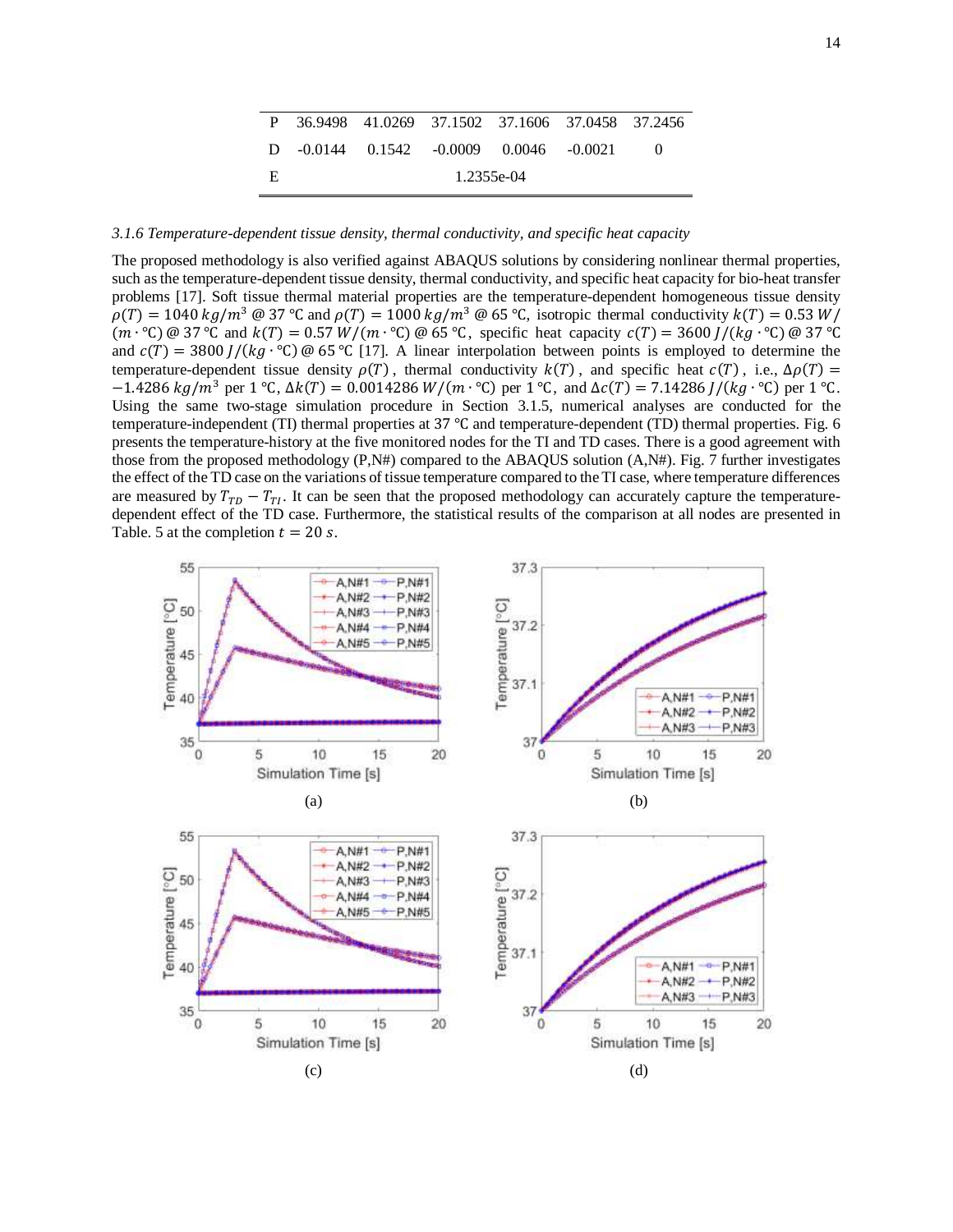| | | | | | | |
|---|---|---|---|---|---|---|
| P | 36.9498 | 41.0269 | 37.1502 | 37.1606 | 37.0458 | 37.2456 |
| D | -0.0144 | 0.1542 | -0.0009 | 0.0046 | -0.0021 | 0 |
| E | | | 1.2355e-04 | | | |

*3.1.6 Temperature-dependent tissue density, thermal conductivity, and specific heat capacity*

The proposed methodology is also verified against ABAQUS solutions by considering nonlinear thermal properties, such as the temperature-dependent tissue density, thermal conductivity, and specific heat capacity for bio-heat transfer problems [17]. Soft tissue thermal material properties are the temperature-dependent homogeneous tissue density $\rho(T) = 1040\ kg/m^3$ @ 37 ℃ and $\rho(T) = 1000\ kg/m^3$ @ 65 ℃, isotropic thermal conductivity $k(T) = 0.53\ W/(m \cdot ℃)$ @ 37 ℃ and $k(T) = 0.57\ W/(m \cdot ℃)$ @ 65 ℃, specific heat capacity $c(T) = 3600\ J/(kg \cdot ℃)$ @ 37 ℃ and $c(T) = 3800\ J/(kg \cdot ℃)$ @ 65 ℃ [17]. A linear interpolation between points is employed to determine the temperature-dependent tissue density $\rho(T)$, thermal conductivity $k(T)$, and specific heat $c(T)$, i.e., $\Delta\rho(T) = -1.4286\ kg/m^3$ per 1 ℃, $\Delta k(T) = 0.0014286\ W/(m \cdot ℃)$ per 1 ℃, and $\Delta c(T) = 7.14286\ J/(kg \cdot ℃)$ per 1 ℃. Using the same two-stage simulation procedure in Section 3.1.5, numerical analyses are conducted for the temperature-independent (TI) thermal properties at 37 ℃ and temperature-dependent (TD) thermal properties. Fig. 6 presents the temperature-history at the five monitored nodes for the TI and TD cases. There is a good agreement with those from the proposed methodology (P,N#) compared to the ABAQUS solution (A,N#). Fig. 7 further investigates the effect of the TD case on the variations of tissue temperature compared to the TI case, where temperature differences are measured by $T_{TD} - T_{TI}$. It can be seen that the proposed methodology can accurately capture the temperature-dependent effect of the TD case. Furthermore, the statistical results of the comparison at all nodes are presented in Table. 5 at the completion $t = 20\ s$.

(a)

(b)

(c)

(d)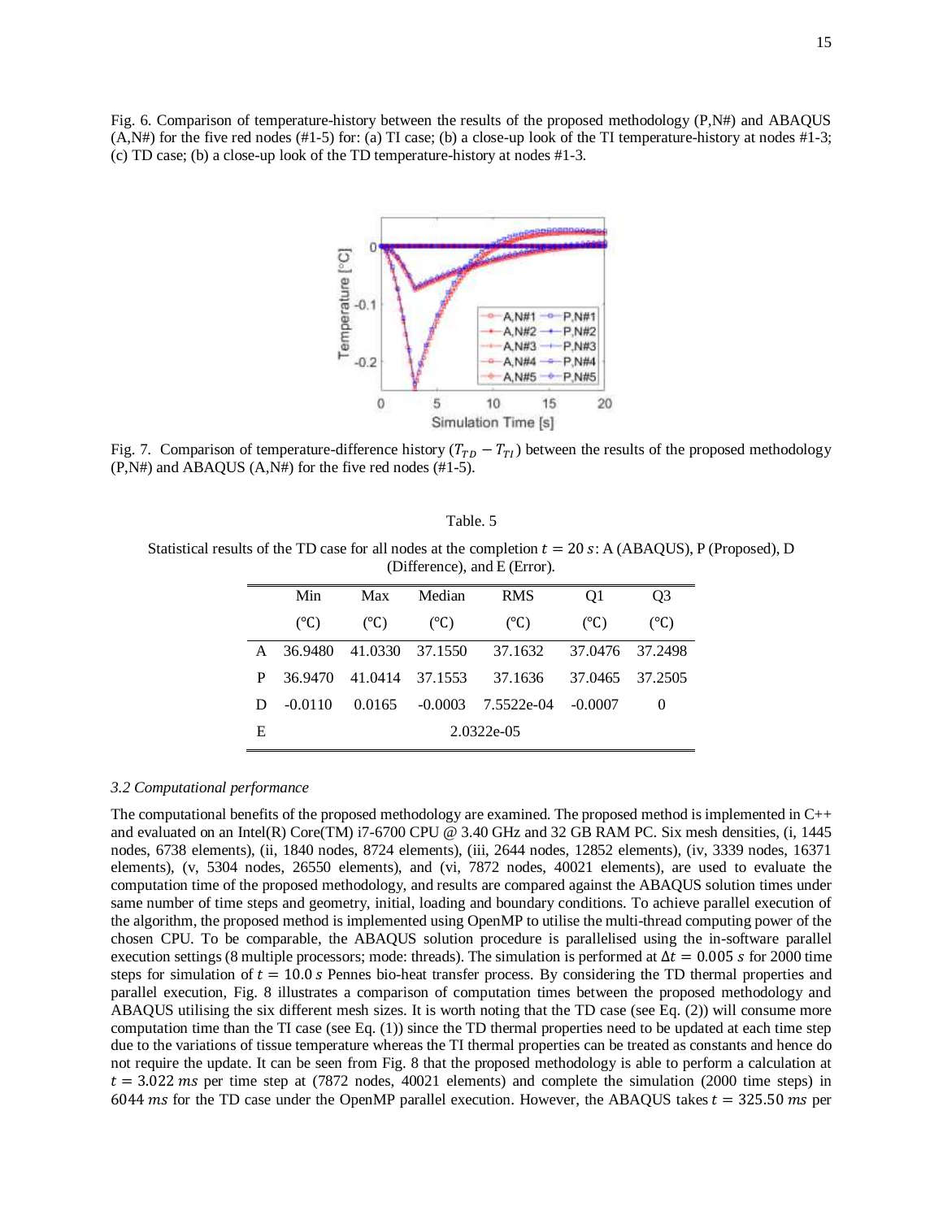Fig. 6. Comparison of temperature-history between the results of the proposed methodology (P,N#) and ABAQUS (A,N#) for the five red nodes (#1-5) for: (a) TI case; (b) a close-up look of the TI temperature-history at nodes #1-3; (c) TD case; (b) a close-up look of the TD temperature-history at nodes #1-3.

Fig. 7. Comparison of temperature-difference history ($T_{TD} - T_{TI}$) between the results of the proposed methodology (P,N#) and ABAQUS (A,N#) for the five red nodes (#1-5).

Table. 5

Statistical results of the TD case for all nodes at the completion $t = 20\ s$: A (ABAQUS), P (Proposed), D (Difference), and E (Error).

| | Min (°C) | Max (°C) | Median (°C) | RMS (°C) | Q1 (°C) | Q3 (°C) |
|---|---|---|---|---|---|---|
| A | 36.9480 | 41.0330 | 37.1550 | 37.1632 | 37.0476 | 37.2498 |
| P | 36.9470 | 41.0414 | 37.1553 | 37.1636 | 37.0465 | 37.2505 |
| D | -0.0110 | 0.0165 | -0.0003 | 7.5522e-04 | -0.0007 | 0 |
| E | | | | 2.0322e-05 | | |

### *3.2 Computational performance*

The computational benefits of the proposed methodology are examined. The proposed method is implemented in C++ and evaluated on an Intel(R) Core(TM) i7-6700 CPU @ 3.40 GHz and 32 GB RAM PC. Six mesh densities, (i, 1445 nodes, 6738 elements), (ii, 1840 nodes, 8724 elements), (iii, 2644 nodes, 12852 elements), (iv, 3339 nodes, 16371 elements), (v, 5304 nodes, 26550 elements), and (vi, 7872 nodes, 40021 elements), are used to evaluate the computation time of the proposed methodology, and results are compared against the ABAQUS solution times under same number of time steps and geometry, initial, loading and boundary conditions. To achieve parallel execution of the algorithm, the proposed method is implemented using OpenMP to utilise the multi-thread computing power of the chosen CPU. To be comparable, the ABAQUS solution procedure is parallelised using the in-software parallel execution settings (8 multiple processors; mode: threads). The simulation is performed at $\Delta t = 0.005\ s$ for 2000 time steps for simulation of $t = 10.0\ s$ Pennes bio-heat transfer process. By considering the TD thermal properties and parallel execution, Fig. 8 illustrates a comparison of computation times between the proposed methodology and ABAQUS utilising the six different mesh sizes. It is worth noting that the TD case (see Eq. (2)) will consume more computation time than the TI case (see Eq. (1)) since the TD thermal properties need to be updated at each time step due to the variations of tissue temperature whereas the TI thermal properties can be treated as constants and hence do not require the update. It can be seen from Fig. 8 that the proposed methodology is able to perform a calculation at $t = 3.022\ ms$ per time step at (7872 nodes, 40021 elements) and complete the simulation (2000 time steps) in $6044\ ms$ for the TD case under the OpenMP parallel execution. However, the ABAQUS takes $t = 325.50\ ms$ per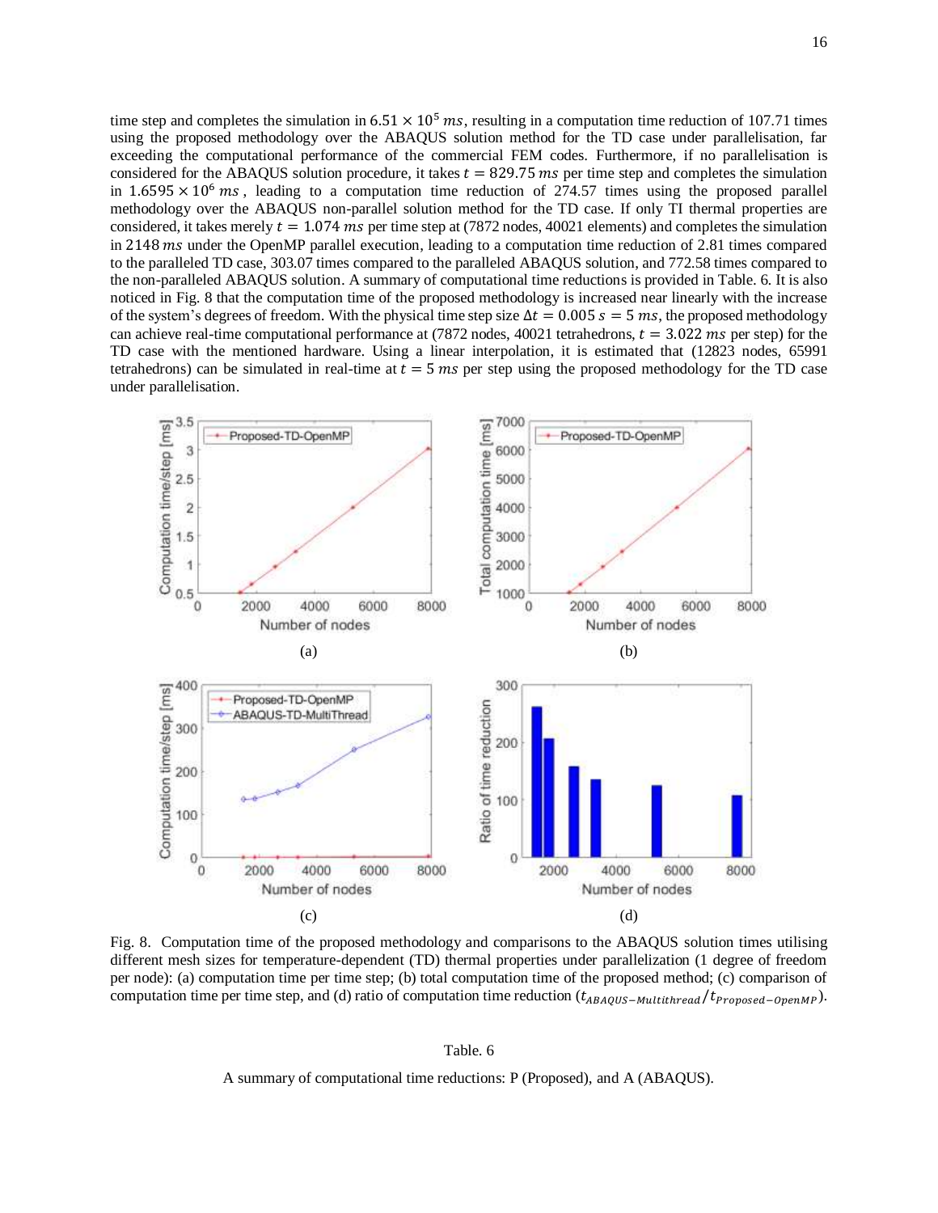time step and completes the simulation in $6.51 \times 10^5\ ms$, resulting in a computation time reduction of 107.71 times using the proposed methodology over the ABAQUS solution method for the TD case under parallelisation, far exceeding the computational performance of the commercial FEM codes. Furthermore, if no parallelisation is considered for the ABAQUS solution procedure, it takes $t = 829.75\ ms$ per time step and completes the simulation in $1.6595 \times 10^6\ ms$, leading to a computation time reduction of 274.57 times using the proposed parallel methodology over the ABAQUS non-parallel solution method for the TD case. If only TI thermal properties are considered, it takes merely $t = 1.074\ ms$ per time step at (7872 nodes, 40021 elements) and completes the simulation in $2148\ ms$ under the OpenMP parallel execution, leading to a computation time reduction of 2.81 times compared to the paralleled TD case, 303.07 times compared to the paralleled ABAQUS solution, and 772.58 times compared to the non-paralleled ABAQUS solution. A summary of computational time reductions is provided in Table. 6. It is also noticed in Fig. 8 that the computation time of the proposed methodology is increased near linearly with the increase of the system's degrees of freedom. With the physical time step size $\Delta t = 0.005\ s = 5\ ms$, the proposed methodology can achieve real-time computational performance at (7872 nodes, 40021 tetrahedrons, $t = 3.022\ ms$ per step) for the TD case with the mentioned hardware. Using a linear interpolation, it is estimated that (12823 nodes, 65991 tetrahedrons) can be simulated in real-time at $t = 5\ ms$ per step using the proposed methodology for the TD case under parallelisation.

Fig. 8. Computation time of the proposed methodology and comparisons to the ABAQUS solution times utilising different mesh sizes for temperature-dependent (TD) thermal properties under parallelization (1 degree of freedom per node): (a) computation time per time step; (b) total computation time of the proposed method; (c) comparison of computation time per time step, and (d) ratio of computation time reduction ($t_{ABAQUS-Multithread}/t_{Proposed-OpenMP}$).

Table. 6

A summary of computational time reductions: P (Proposed), and A (ABAQUS).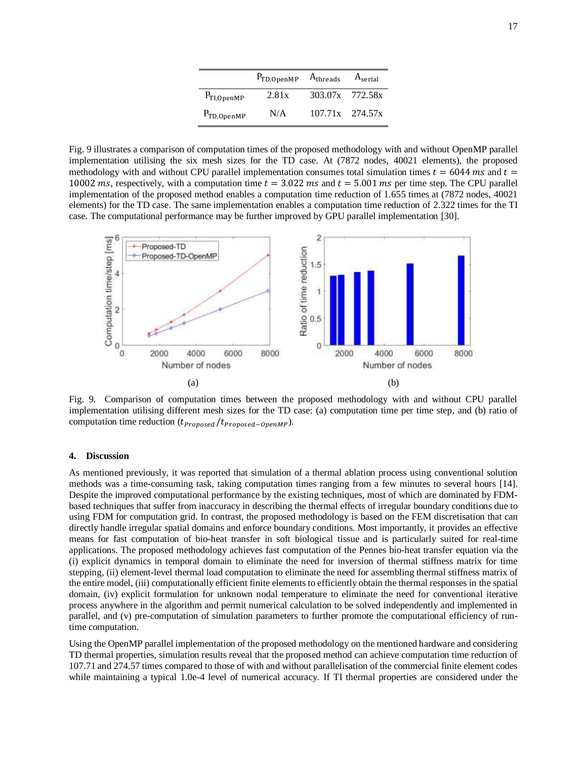| | $P_{TD,OpenMP}$ | $A_{threads}$ | $A_{serial}$ |
|---|---|---|---|
| $P_{TI,OpenMP}$ | 2.81x | 303.07x | 772.58x |
| $P_{TD,OpenMP}$ | N/A | 107.71x | 274.57x |

Fig. 9 illustrates a comparison of computation times of the proposed methodology with and without OpenMP parallel implementation utilising the six mesh sizes for the TD case. At (7872 nodes, 40021 elements), the proposed methodology with and without CPU parallel implementation consumes total simulation times $t = 6044\ ms$ and $t = 10002\ ms$, respectively, with a computation time $t = 3.022\ ms$ and $t = 5.001\ ms$ per time step. The CPU parallel implementation of the proposed method enables a computation time reduction of 1.655 times at (7872 nodes, 40021 elements) for the TD case. The same implementation enables a computation time reduction of 2.322 times for the TI case. The computational performance may be further improved by GPU parallel implementation [30].

Fig. 9. Comparison of computation times between the proposed methodology with and without CPU parallel implementation utilising different mesh sizes for the TD case: (a) computation time per time step, and (b) ratio of computation time reduction ($t_{Proposed}/t_{Proposed-OpenMP}$).

## 4. Discussion

As mentioned previously, it was reported that simulation of a thermal ablation process using conventional solution methods was a time-consuming task, taking computation times ranging from a few minutes to several hours [14]. Despite the improved computational performance by the existing techniques, most of which are dominated by FDM-based techniques that suffer from inaccuracy in describing the thermal effects of irregular boundary conditions due to using FDM for computation grid. In contrast, the proposed methodology is based on the FEM discretisation that can directly handle irregular spatial domains and enforce boundary conditions. Most importantly, it provides an effective means for fast computation of bio-heat transfer in soft biological tissue and is particularly suited for real-time applications. The proposed methodology achieves fast computation of the Pennes bio-heat transfer equation via the (i) explicit dynamics in temporal domain to eliminate the need for inversion of thermal stiffness matrix for time stepping, (ii) element-level thermal load computation to eliminate the need for assembling thermal stiffness matrix of the entire model, (iii) computationally efficient finite elements to efficiently obtain the thermal responses in the spatial domain, (iv) explicit formulation for unknown nodal temperature to eliminate the need for conventional iterative process anywhere in the algorithm and permit numerical calculation to be solved independently and implemented in parallel, and (v) pre-computation of simulation parameters to further promote the computational efficiency of run-time computation.

Using the OpenMP parallel implementation of the proposed methodology on the mentioned hardware and considering TD thermal properties, simulation results reveal that the proposed method can achieve computation time reduction of 107.71 and 274.57 times compared to those of with and without parallelisation of the commercial finite element codes while maintaining a typical 1.0e-4 level of numerical accuracy. If TI thermal properties are considered under the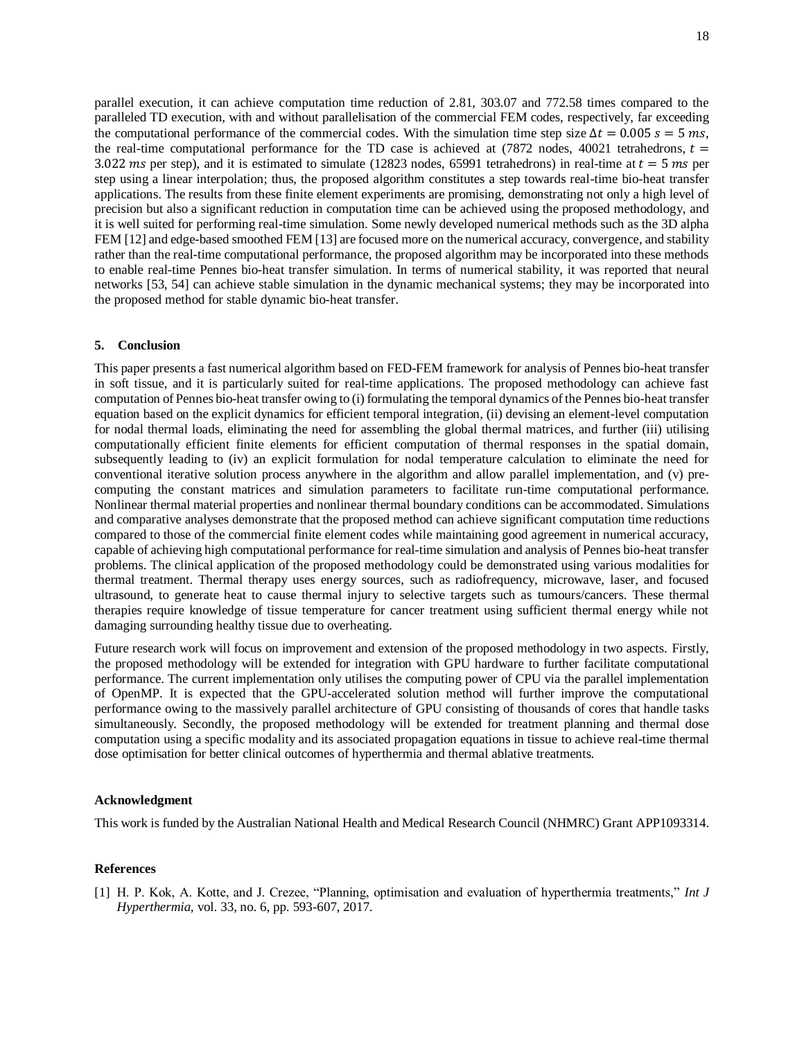parallel execution, it can achieve computation time reduction of 2.81, 303.07 and 772.58 times compared to the paralleled TD execution, with and without parallelisation of the commercial FEM codes, respectively, far exceeding the computational performance of the commercial codes. With the simulation time step size $\Delta t = 0.005\ s = 5\ ms$, the real-time computational performance for the TD case is achieved at (7872 nodes, 40021 tetrahedrons, $t = 3.022\ ms$ per step), and it is estimated to simulate (12823 nodes, 65991 tetrahedrons) in real-time at $t = 5\ ms$ per step using a linear interpolation; thus, the proposed algorithm constitutes a step towards real-time bio-heat transfer applications. The results from these finite element experiments are promising, demonstrating not only a high level of precision but also a significant reduction in computation time can be achieved using the proposed methodology, and it is well suited for performing real-time simulation. Some newly developed numerical methods such as the 3D alpha FEM [12] and edge-based smoothed FEM [13] are focused more on the numerical accuracy, convergence, and stability rather than the real-time computational performance, the proposed algorithm may be incorporated into these methods to enable real-time Pennes bio-heat transfer simulation. In terms of numerical stability, it was reported that neural networks [53, 54] can achieve stable simulation in the dynamic mechanical systems; they may be incorporated into the proposed method for stable dynamic bio-heat transfer.

## 5. Conclusion

This paper presents a fast numerical algorithm based on FED-FEM framework for analysis of Pennes bio-heat transfer in soft tissue, and it is particularly suited for real-time applications. The proposed methodology can achieve fast computation of Pennes bio-heat transfer owing to (i) formulating the temporal dynamics of the Pennes bio-heat transfer equation based on the explicit dynamics for efficient temporal integration, (ii) devising an element-level computation for nodal thermal loads, eliminating the need for assembling the global thermal matrices, and further (iii) utilising computationally efficient finite elements for efficient computation of thermal responses in the spatial domain, subsequently leading to (iv) an explicit formulation for nodal temperature calculation to eliminate the need for conventional iterative solution process anywhere in the algorithm and allow parallel implementation, and (v) pre-computing the constant matrices and simulation parameters to facilitate run-time computational performance. Nonlinear thermal material properties and nonlinear thermal boundary conditions can be accommodated. Simulations and comparative analyses demonstrate that the proposed method can achieve significant computation time reductions compared to those of the commercial finite element codes while maintaining good agreement in numerical accuracy, capable of achieving high computational performance for real-time simulation and analysis of Pennes bio-heat transfer problems. The clinical application of the proposed methodology could be demonstrated using various modalities for thermal treatment. Thermal therapy uses energy sources, such as radiofrequency, microwave, laser, and focused ultrasound, to generate heat to cause thermal injury to selective targets such as tumours/cancers. These thermal therapies require knowledge of tissue temperature for cancer treatment using sufficient thermal energy while not damaging surrounding healthy tissue due to overheating.

Future research work will focus on improvement and extension of the proposed methodology in two aspects. Firstly, the proposed methodology will be extended for integration with GPU hardware to further facilitate computational performance. The current implementation only utilises the computing power of CPU via the parallel implementation of OpenMP. It is expected that the GPU-accelerated solution method will further improve the computational performance owing to the massively parallel architecture of GPU consisting of thousands of cores that handle tasks simultaneously. Secondly, the proposed methodology will be extended for treatment planning and thermal dose computation using a specific modality and its associated propagation equations in tissue to achieve real-time thermal dose optimisation for better clinical outcomes of hyperthermia and thermal ablative treatments.

### Acknowledgment

This work is funded by the Australian National Health and Medical Research Council (NHMRC) Grant APP1093314.

### References

[1] H. P. Kok, A. Kotte, and J. Crezee, "Planning, optimisation and evaluation of hyperthermia treatments," *Int J Hyperthermia,* vol. 33, no. 6, pp. 593-607, 2017.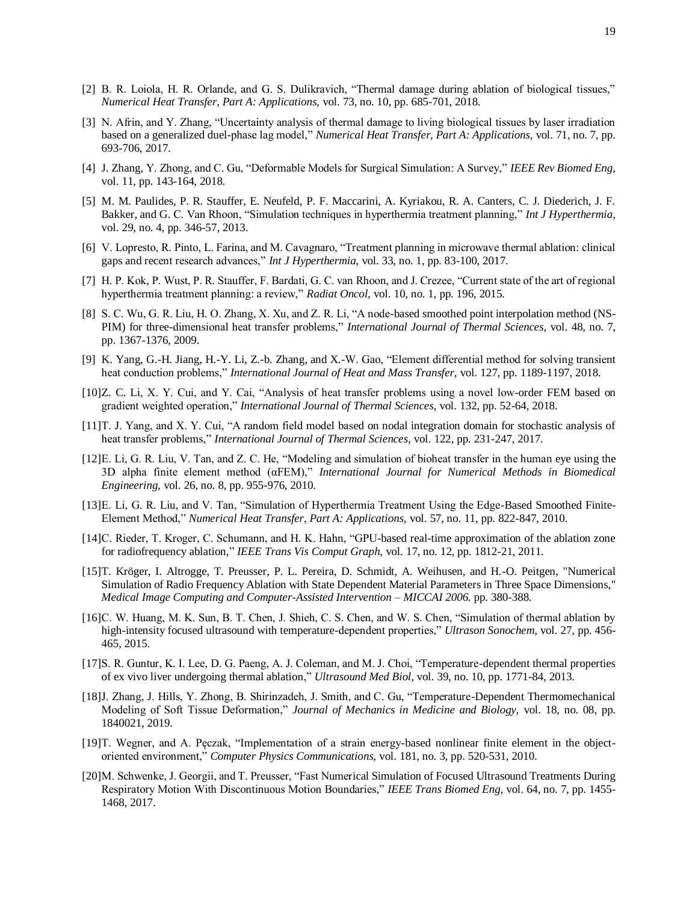[2] B. R. Loiola, H. R. Orlande, and G. S. Dulikravich, "Thermal damage during ablation of biological tissues," *Numerical Heat Transfer, Part A: Applications,* vol. 73, no. 10, pp. 685-701, 2018.

[3] N. Afrin, and Y. Zhang, "Uncertainty analysis of thermal damage to living biological tissues by laser irradiation based on a generalized duel-phase lag model," *Numerical Heat Transfer, Part A: Applications,* vol. 71, no. 7, pp. 693-706, 2017.

[4] J. Zhang, Y. Zhong, and C. Gu, "Deformable Models for Surgical Simulation: A Survey," *IEEE Rev Biomed Eng,* vol. 11, pp. 143-164, 2018.

[5] M. M. Paulides, P. R. Stauffer, E. Neufeld, P. F. Maccarini, A. Kyriakou, R. A. Canters, C. J. Diederich, J. F. Bakker, and G. C. Van Rhoon, "Simulation techniques in hyperthermia treatment planning," *Int J Hyperthermia,* vol. 29, no. 4, pp. 346-57, 2013.

[6] V. Lopresto, R. Pinto, L. Farina, and M. Cavagnaro, "Treatment planning in microwave thermal ablation: clinical gaps and recent research advances," *Int J Hyperthermia,* vol. 33, no. 1, pp. 83-100, 2017.

[7] H. P. Kok, P. Wust, P. R. Stauffer, F. Bardati, G. C. van Rhoon, and J. Crezee, "Current state of the art of regional hyperthermia treatment planning: a review," *Radiat Oncol,* vol. 10, no. 1, pp. 196, 2015.

[8] S. C. Wu, G. R. Liu, H. O. Zhang, X. Xu, and Z. R. Li, "A node-based smoothed point interpolation method (NS-PIM) for three-dimensional heat transfer problems," *International Journal of Thermal Sciences,* vol. 48, no. 7, pp. 1367-1376, 2009.

[9] K. Yang, G.-H. Jiang, H.-Y. Li, Z.-b. Zhang, and X.-W. Gao, "Element differential method for solving transient heat conduction problems," *International Journal of Heat and Mass Transfer,* vol. 127, pp. 1189-1197, 2018.

[10] Z. C. Li, X. Y. Cui, and Y. Cai, "Analysis of heat transfer problems using a novel low-order FEM based on gradient weighted operation," *International Journal of Thermal Sciences,* vol. 132, pp. 52-64, 2018.

[11] T. J. Yang, and X. Y. Cui, "A random field model based on nodal integration domain for stochastic analysis of heat transfer problems," *International Journal of Thermal Sciences,* vol. 122, pp. 231-247, 2017.

[12] E. Li, G. R. Liu, V. Tan, and Z. C. He, "Modeling and simulation of bioheat transfer in the human eye using the 3D alpha finite element method (αFEM)," *International Journal for Numerical Methods in Biomedical Engineering,* vol. 26, no. 8, pp. 955-976, 2010.

[13] E. Li, G. R. Liu, and V. Tan, "Simulation of Hyperthermia Treatment Using the Edge-Based Smoothed Finite-Element Method," *Numerical Heat Transfer, Part A: Applications,* vol. 57, no. 11, pp. 822-847, 2010.

[14] C. Rieder, T. Kroger, C. Schumann, and H. K. Hahn, "GPU-based real-time approximation of the ablation zone for radiofrequency ablation," *IEEE Trans Vis Comput Graph,* vol. 17, no. 12, pp. 1812-21, 2011.

[15] T. Kröger, I. Altrogge, T. Preusser, P. L. Pereira, D. Schmidt, A. Weihusen, and H.-O. Peitgen, "Numerical Simulation of Radio Frequency Ablation with State Dependent Material Parameters in Three Space Dimensions," *Medical Image Computing and Computer-Assisted Intervention – MICCAI 2006.* pp. 380-388.

[16] C. W. Huang, M. K. Sun, B. T. Chen, J. Shieh, C. S. Chen, and W. S. Chen, "Simulation of thermal ablation by high-intensity focused ultrasound with temperature-dependent properties," *Ultrason Sonochem,* vol. 27, pp. 456-465, 2015.

[17] S. R. Guntur, K. I. Lee, D. G. Paeng, A. J. Coleman, and M. J. Choi, "Temperature-dependent thermal properties of ex vivo liver undergoing thermal ablation," *Ultrasound Med Biol,* vol. 39, no. 10, pp. 1771-84, 2013.

[18] J. Zhang, J. Hills, Y. Zhong, B. Shirinzadeh, J. Smith, and C. Gu, "Temperature-Dependent Thermomechanical Modeling of Soft Tissue Deformation," *Journal of Mechanics in Medicine and Biology,* vol. 18, no. 08, pp. 1840021, 2019.

[19] T. Wegner, and A. Pęczak, "Implementation of a strain energy-based nonlinear finite element in the object-oriented environment," *Computer Physics Communications,* vol. 181, no. 3, pp. 520-531, 2010.

[20] M. Schwenke, J. Georgii, and T. Preusser, "Fast Numerical Simulation of Focused Ultrasound Treatments During Respiratory Motion With Discontinuous Motion Boundaries," *IEEE Trans Biomed Eng,* vol. 64, no. 7, pp. 1455-1468, 2017.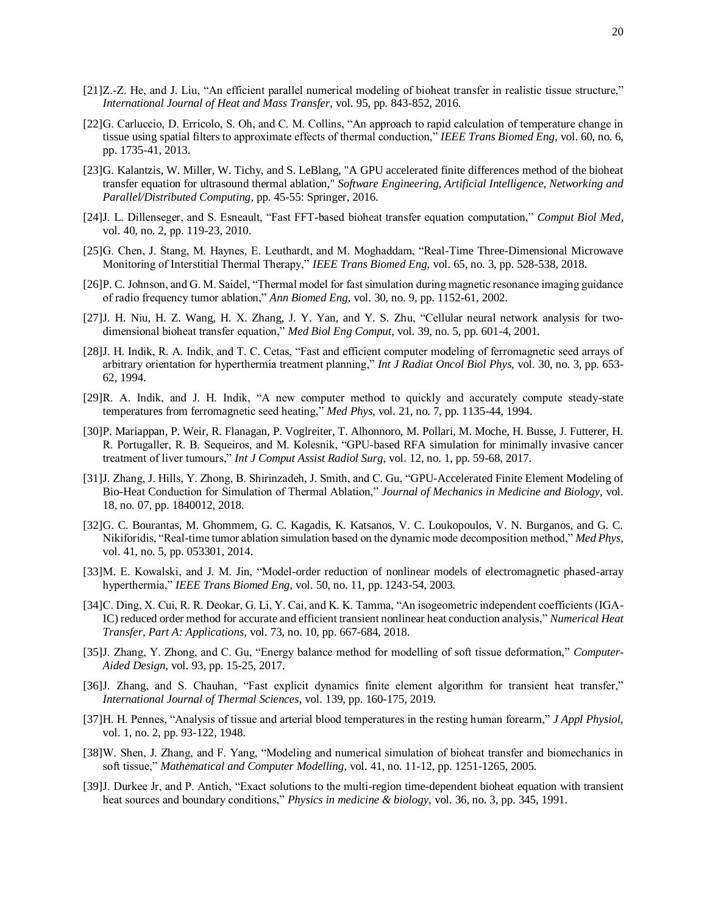[21]Z.-Z. He, and J. Liu, “An efficient parallel numerical modeling of bioheat transfer in realistic tissue structure,” *International Journal of Heat and Mass Transfer,* vol. 95, pp. 843-852, 2016.

[22]G. Carluccio, D. Erricolo, S. Oh, and C. M. Collins, “An approach to rapid calculation of temperature change in tissue using spatial filters to approximate effects of thermal conduction,” *IEEE Trans Biomed Eng,* vol. 60, no. 6, pp. 1735-41, 2013.

[23]G. Kalantzis, W. Miller, W. Tichy, and S. LeBlang, "A GPU accelerated finite differences method of the bioheat transfer equation for ultrasound thermal ablation," *Software Engineering, Artificial Intelligence, Networking and Parallel/Distributed Computing*, pp. 45-55: Springer, 2016.

[24]J. L. Dillenseger, and S. Esneault, “Fast FFT-based bioheat transfer equation computation,” *Comput Biol Med,* vol. 40, no. 2, pp. 119-23, 2010.

[25]G. Chen, J. Stang, M. Haynes, E. Leuthardt, and M. Moghaddam, “Real-Time Three-Dimensional Microwave Monitoring of Interstitial Thermal Therapy,” *IEEE Trans Biomed Eng,* vol. 65, no. 3, pp. 528-538, 2018.

[26]P. C. Johnson, and G. M. Saidel, “Thermal model for fast simulation during magnetic resonance imaging guidance of radio frequency tumor ablation,” *Ann Biomed Eng,* vol. 30, no. 9, pp. 1152-61, 2002.

[27]J. H. Niu, H. Z. Wang, H. X. Zhang, J. Y. Yan, and Y. S. Zhu, “Cellular neural network analysis for two-dimensional bioheat transfer equation,” *Med Biol Eng Comput,* vol. 39, no. 5, pp. 601-4, 2001.

[28]J. H. Indik, R. A. Indik, and T. C. Cetas, “Fast and efficient computer modeling of ferromagnetic seed arrays of arbitrary orientation for hyperthermia treatment planning,” *Int J Radiat Oncol Biol Phys,* vol. 30, no. 3, pp. 653-62, 1994.

[29]R. A. Indik, and J. H. Indik, “A new computer method to quickly and accurately compute steady-state temperatures from ferromagnetic seed heating,” *Med Phys,* vol. 21, no. 7, pp. 1135-44, 1994.

[30]P. Mariappan, P. Weir, R. Flanagan, P. Voglreiter, T. Alhonnoro, M. Pollari, M. Moche, H. Busse, J. Futterer, H. R. Portugaller, R. B. Sequeiros, and M. Kolesnik, “GPU-based RFA simulation for minimally invasive cancer treatment of liver tumours,” *Int J Comput Assist Radiol Surg,* vol. 12, no. 1, pp. 59-68, 2017.

[31]J. Zhang, J. Hills, Y. Zhong, B. Shirinzadeh, J. Smith, and C. Gu, “GPU-Accelerated Finite Element Modeling of Bio-Heat Conduction for Simulation of Thermal Ablation,” *Journal of Mechanics in Medicine and Biology,* vol. 18, no. 07, pp. 1840012, 2018.

[32]G. C. Bourantas, M. Ghommem, G. C. Kagadis, K. Katsanos, V. C. Loukopoulos, V. N. Burganos, and G. C. Nikiforidis, “Real-time tumor ablation simulation based on the dynamic mode decomposition method,” *Med Phys,* vol. 41, no. 5, pp. 053301, 2014.

[33]M. E. Kowalski, and J. M. Jin, “Model-order reduction of nonlinear models of electromagnetic phased-array hyperthermia,” *IEEE Trans Biomed Eng,* vol. 50, no. 11, pp. 1243-54, 2003.

[34]C. Ding, X. Cui, R. R. Deokar, G. Li, Y. Cai, and K. K. Tamma, “An isogeometric independent coefficients (IGA-IC) reduced order method for accurate and efficient transient nonlinear heat conduction analysis,” *Numerical Heat Transfer, Part A: Applications,* vol. 73, no. 10, pp. 667-684, 2018.

[35]J. Zhang, Y. Zhong, and C. Gu, “Energy balance method for modelling of soft tissue deformation,” *Computer-Aided Design,* vol. 93, pp. 15-25, 2017.

[36]J. Zhang, and S. Chauhan, “Fast explicit dynamics finite element algorithm for transient heat transfer,” *International Journal of Thermal Sciences,* vol. 139, pp. 160-175, 2019.

[37]H. H. Pennes, “Analysis of tissue and arterial blood temperatures in the resting human forearm,” *J Appl Physiol,* vol. 1, no. 2, pp. 93-122, 1948.

[38]W. Shen, J. Zhang, and F. Yang, “Modeling and numerical simulation of bioheat transfer and biomechanics in soft tissue,” *Mathematical and Computer Modelling,* vol. 41, no. 11-12, pp. 1251-1265, 2005.

[39]J. Durkee Jr, and P. Antich, “Exact solutions to the multi-region time-dependent bioheat equation with transient heat sources and boundary conditions,” *Physics in medicine & biology,* vol. 36, no. 3, pp. 345, 1991.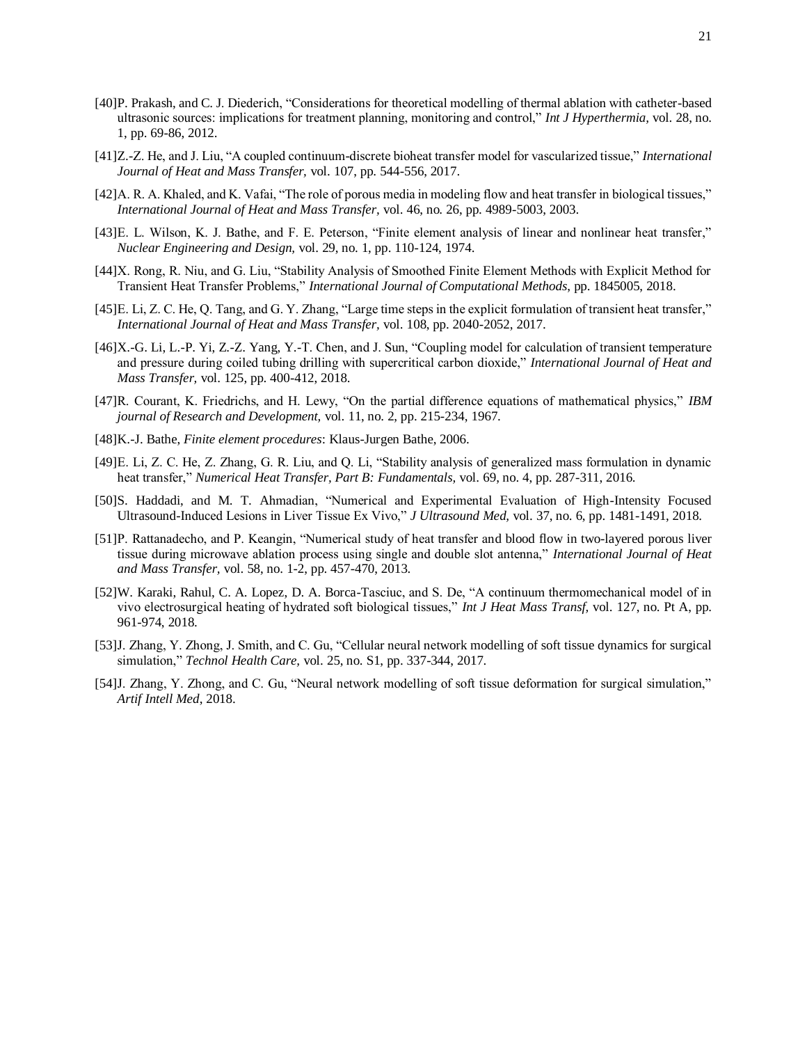[40]P. Prakash, and C. J. Diederich, "Considerations for theoretical modelling of thermal ablation with catheter-based ultrasonic sources: implications for treatment planning, monitoring and control," *Int J Hyperthermia,* vol. 28, no. 1, pp. 69-86, 2012.

[41]Z.-Z. He, and J. Liu, "A coupled continuum-discrete bioheat transfer model for vascularized tissue," *International Journal of Heat and Mass Transfer,* vol. 107, pp. 544-556, 2017.

[42]A. R. A. Khaled, and K. Vafai, "The role of porous media in modeling flow and heat transfer in biological tissues," *International Journal of Heat and Mass Transfer,* vol. 46, no. 26, pp. 4989-5003, 2003.

[43]E. L. Wilson, K. J. Bathe, and F. E. Peterson, "Finite element analysis of linear and nonlinear heat transfer," *Nuclear Engineering and Design,* vol. 29, no. 1, pp. 110-124, 1974.

[44]X. Rong, R. Niu, and G. Liu, "Stability Analysis of Smoothed Finite Element Methods with Explicit Method for Transient Heat Transfer Problems," *International Journal of Computational Methods*, pp. 1845005, 2018.

[45]E. Li, Z. C. He, Q. Tang, and G. Y. Zhang, "Large time steps in the explicit formulation of transient heat transfer," *International Journal of Heat and Mass Transfer,* vol. 108, pp. 2040-2052, 2017.

[46]X.-G. Li, L.-P. Yi, Z.-Z. Yang, Y.-T. Chen, and J. Sun, "Coupling model for calculation of transient temperature and pressure during coiled tubing drilling with supercritical carbon dioxide," *International Journal of Heat and Mass Transfer,* vol. 125, pp. 400-412, 2018.

[47]R. Courant, K. Friedrichs, and H. Lewy, "On the partial difference equations of mathematical physics," *IBM journal of Research and Development,* vol. 11, no. 2, pp. 215-234, 1967.

[48]K.-J. Bathe, *Finite element procedures*: Klaus-Jurgen Bathe, 2006.

[49]E. Li, Z. C. He, Z. Zhang, G. R. Liu, and Q. Li, "Stability analysis of generalized mass formulation in dynamic heat transfer," *Numerical Heat Transfer, Part B: Fundamentals,* vol. 69, no. 4, pp. 287-311, 2016.

[50]S. Haddadi, and M. T. Ahmadian, "Numerical and Experimental Evaluation of High-Intensity Focused Ultrasound-Induced Lesions in Liver Tissue Ex Vivo," *J Ultrasound Med,* vol. 37, no. 6, pp. 1481-1491, 2018.

[51]P. Rattanadecho, and P. Keangin, "Numerical study of heat transfer and blood flow in two-layered porous liver tissue during microwave ablation process using single and double slot antenna," *International Journal of Heat and Mass Transfer,* vol. 58, no. 1-2, pp. 457-470, 2013.

[52]W. Karaki, Rahul, C. A. Lopez, D. A. Borca-Tasciuc, and S. De, "A continuum thermomechanical model of in vivo electrosurgical heating of hydrated soft biological tissues," *Int J Heat Mass Transf,* vol. 127, no. Pt A, pp. 961-974, 2018.

[53]J. Zhang, Y. Zhong, J. Smith, and C. Gu, "Cellular neural network modelling of soft tissue dynamics for surgical simulation," *Technol Health Care,* vol. 25, no. S1, pp. 337-344, 2017.

[54]J. Zhang, Y. Zhong, and C. Gu, "Neural network modelling of soft tissue deformation for surgical simulation," *Artif Intell Med*, 2018.